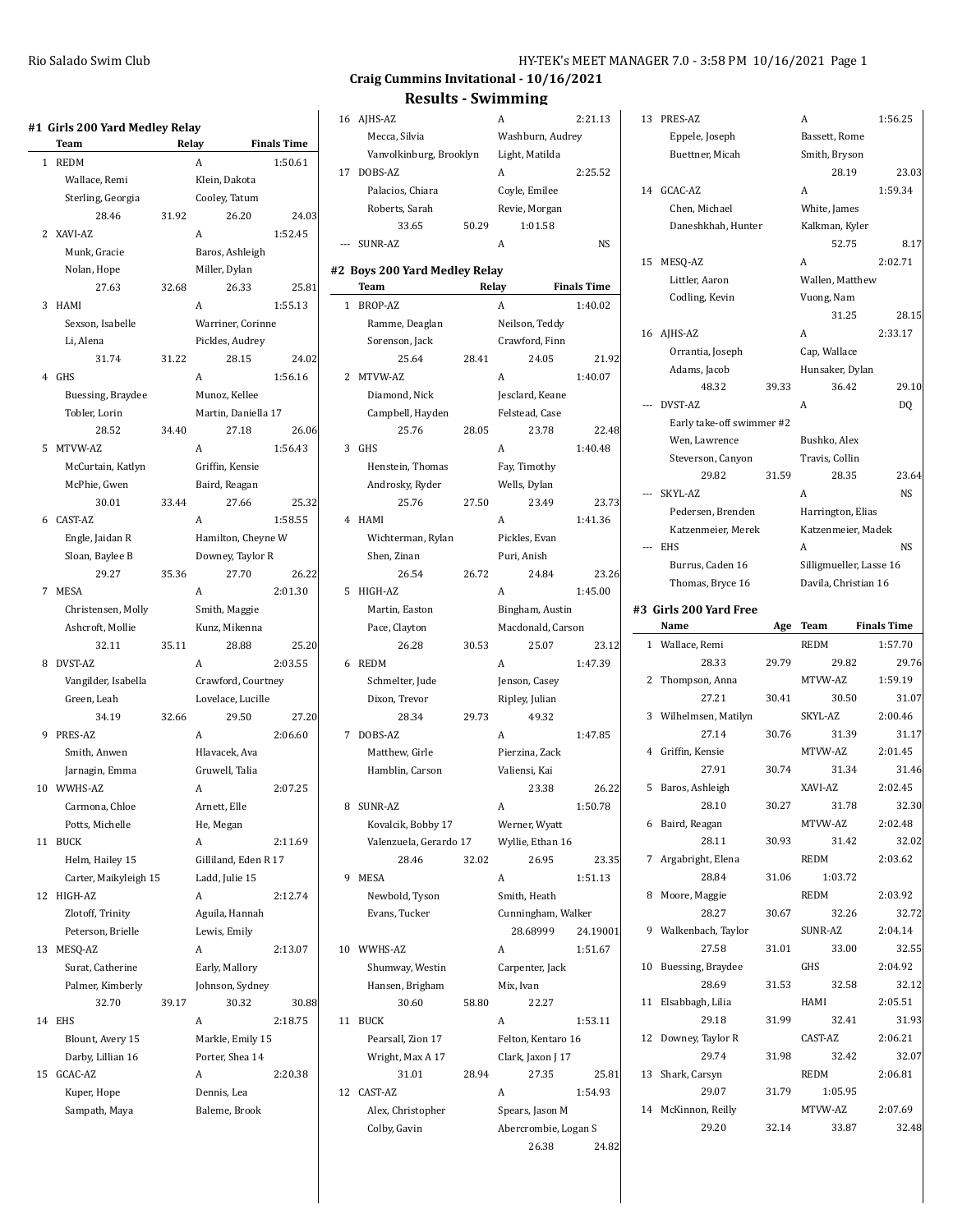Craig Cummins Invitational - 10/16/2021

## Results - Swimming

### #1 Girls 200 Yard Medley Relay

| | Team | Relay | Finals Time |
|---|---|---|---|
| 1 | REDM | A | 1:50.61 |
| | Wallace, Remi | Klein, Dakota | |
| | Sterling, Georgia | Cooley, Tatum | |
| | 28.46 31.92 | 26.20 | 24.03 |
| 2 | XAVI-AZ | A | 1:52.45 |
| | Munk, Gracie | Baros, Ashleigh | |
| | Nolan, Hope | Miller, Dylan | |
| | 27.63 32.68 | 26.33 | 25.81 |
| 3 | HAMI | A | 1:55.13 |
| | Sexson, Isabelle | Warriner, Corinne | |
| | Li, Alena | Pickles, Audrey | |
| | 31.74 31.22 | 28.15 | 24.02 |
| 4 | GHS | A | 1:56.16 |
| | Buessing, Braydee | Munoz, Kellee | |
| | Tobler, Lorin | Martin, Daniella 17 | |
| | 28.52 34.40 | 27.18 | 26.06 |
| 5 | MTVW-AZ | A | 1:56.43 |
| | McCurtain, Katlyn | Griffin, Kensie | |
| | McPhie, Gwen | Baird, Reagan | |
| | 30.01 33.44 | 27.66 | 25.32 |
| 6 | CAST-AZ | A | 1:58.55 |
| | Engle, Jaidan R | Hamilton, Cheyne W | |
| | Sloan, Baylee B | Downey, Taylor R | |
| | 29.27 35.36 | 27.70 | 26.22 |
| 7 | MESA | A | 2:01.30 |
| | Christensen, Molly | Smith, Maggie | |
| | Ashcroft, Mollie | Kunz, Mikenna | |
| | 32.11 35.11 | 28.88 | 25.20 |
| 8 | DVST-AZ | A | 2:03.55 |
| | Vangilder, Isabella | Crawford, Courtney | |
| | Green, Leah | Lovelace, Lucille | |
| | 34.19 32.66 | 29.50 | 27.20 |
| 9 | PRES-AZ | A | 2:06.60 |
| | Smith, Anwen | Hlavacek, Ava | |
| | Jarnagin, Emma | Gruwell, Talia | |
| 10 | WWHS-AZ | A | 2:07.25 |
| | Carmona, Chloe | Arnett, Elle | |
| | Potts, Michelle | He, Megan | |
| 11 | BUCK | A | 2:11.69 |
| | Helm, Hailey 15 | Gilliland, Eden R 17 | |
| | Carter, Maikyleigh 15 | Ladd, Julie 15 | |
| 12 | HIGH-AZ | A | 2:12.74 |
| | Zlotoff, Trinity | Aguila, Hannah | |
| | Peterson, Brielle | Lewis, Emily | |
| 13 | MESQ-AZ | A | 2:13.07 |
| | Surat, Catherine | Early, Mallory | |
| | Palmer, Kimberly | Johnson, Sydney | |
| | 32.70 39.17 | 30.32 | 30.88 |
| 14 | EHS | A | 2:18.75 |
| | Blount, Avery 15 | Markle, Emily 15 | |
| | Darby, Lillian 16 | Porter, Shea 14 | |
| 15 | GCAC-AZ | A | 2:20.38 |
| | Kuper, Hope | Dennis, Lea | |
| | Sampath, Maya | Baleme, Brook | |
| 16 | AJHS-AZ | A | 2:21.13 |
| | Mecca, Silvia | Washburn, Audrey | |
| | Vanvolkinburg, Brooklyn | Light, Matilda | |
| 17 | DOBS-AZ | A | 2:25.52 |
| | Palacios, Chiara | Coyle, Emilee | |
| | Roberts, Sarah | Revie, Morgan | |
| | 33.65 50.29 | 1:01.58 | |
| --- | SUNR-AZ | A | NS |

### #2 Boys 200 Yard Medley Relay

| | Team | Relay | Finals Time |
|---|---|---|---|
| 1 | BROP-AZ | A | 1:40.02 |
| | Ramme, Deaglan | Neilson, Teddy | |
| | Sorenson, Jack | Crawford, Finn | |
| | 25.64 28.41 | 24.05 | 21.92 |
| 2 | MTVW-AZ | A | 1:40.07 |
| | Diamond, Nick | Jesclard, Keane | |
| | Campbell, Hayden | Felstead, Case | |
| | 25.76 28.05 | 23.78 | 22.48 |
| 3 | GHS | A | 1:40.48 |
| | Henstein, Thomas | Fay, Timothy | |
| | Androsky, Ryder | Wells, Dylan | |
| | 25.76 27.50 | 23.49 | 23.73 |
| 4 | HAMI | A | 1:41.36 |
| | Wichterman, Rylan | Pickles, Evan | |
| | Shen, Zinan | Puri, Anish | |
| | 26.54 26.72 | 24.84 | 23.26 |
| 5 | HIGH-AZ | A | 1:45.00 |
| | Martin, Easton | Bingham, Austin | |
| | Pace, Clayton | Macdonald, Carson | |
| | 26.28 30.53 | 25.07 | 23.12 |
| 6 | REDM | A | 1:47.39 |
| | Schmelter, Jude | Jenson, Casey | |
| | Dixon, Trevor | Ripley, Julian | |
| | 28.34 29.73 | 49.32 | |
| 7 | DOBS-AZ | A | 1:47.85 |
| | Matthew, Girle | Pierzina, Zack | |
| | Hamblin, Carson | Valiensi, Kai | |
| | | 23.38 | 26.22 |
| 8 | SUNR-AZ | A | 1:50.78 |
| | Kovalcik, Bobby 17 | Werner, Wyatt | |
| | Valenzuela, Gerardo 17 | Wyllie, Ethan 16 | |
| | 28.46 32.02 | 26.95 | 23.35 |
| 9 | MESA | A | 1:51.13 |
| | Newbold, Tyson | Smith, Heath | |
| | Evans, Tucker | Cunningham, Walker | |
| | | 28.68999 | 24.19001 |
| 10 | WWHS-AZ | A | 1:51.67 |
| | Shumway, Westin | Carpenter, Jack | |
| | Hansen, Brigham | Mix, Ivan | |
| | 30.60 58.80 | 22.27 | |
| 11 | BUCK | A | 1:53.11 |
| | Pearsall, Zion 17 | Felton, Kentaro 16 | |
| | Wright, Max A 17 | Clark, Jaxon J 17 | |
| | 31.01 28.94 | 27.35 | 25.81 |
| 12 | CAST-AZ | A | 1:54.93 |
| | Alex, Christopher | Spears, Jason M | |
| | Colby, Gavin | Abercrombie, Logan S | |
| | | 26.38 | 24.82 |
| 13 | PRES-AZ | A | 1:56.25 |
| | Eppele, Joseph | Bassett, Rome | |
| | Buettner, Micah | Smith, Bryson | |
| | | 28.19 | 23.03 |
| 14 | GCAC-AZ | A | 1:59.34 |
| | Chen, Michael | White, James | |
| | Daneshkhah, Hunter | Kalkman, Kyler | |
| | | 52.75 | 8.17 |
| 15 | MESQ-AZ | A | 2:02.71 |
| | Littler, Aaron | Wallen, Matthew | |
| | Codling, Kevin | Vuong, Nam | |
| | | 31.25 | 28.15 |
| 16 | AJHS-AZ | A | 2:33.17 |
| | Orrantia, Joseph | Cap, Wallace | |
| | Adams, Jacob | Hunsaker, Dylan | |
| | 48.32 39.33 | 36.42 | 29.10 |
| --- | DVST-AZ | A | DQ |
| | Early take-off swimmer #2 | | |
| | Wen, Lawrence | Bushko, Alex | |
| | Steverson, Canyon | Travis, Collin | |
| | 29.82 31.59 | 28.35 | 23.64 |
| --- | SKYL-AZ | A | NS |
| | Pedersen, Brenden | Harrington, Elias | |
| | Katzenmeier, Merek | Katzenmeier, Madek | |
| --- | EHS | A | NS |
| | Burrus, Caden 16 | Silligmueller, Lasse 16 | |
| | Thomas, Bryce 16 | Davila, Christian 16 | |

### #3 Girls 200 Yard Free

| | Name | Age | Team | Finals Time |
|---|---|---|---|---|
| 1 | Wallace, Remi | | REDM | 1:57.70 |
| | 28.33 | 29.79 | 29.82 | 29.76 |
| 2 | Thompson, Anna | | MTVW-AZ | 1:59.19 |
| | 27.21 | 30.41 | 30.50 | 31.07 |
| 3 | Wilhelmsen, Matilyn | | SKYL-AZ | 2:00.46 |
| | 27.14 | 30.76 | 31.39 | 31.17 |
| 4 | Griffin, Kensie | | MTVW-AZ | 2:01.45 |
| | 27.91 | 30.74 | 31.34 | 31.46 |
| 5 | Baros, Ashleigh | | XAVI-AZ | 2:02.45 |
| | 28.10 | 30.27 | 31.78 | 32.30 |
| 6 | Baird, Reagan | | MTVW-AZ | 2:02.48 |
| | 28.11 | 30.93 | 31.42 | 32.02 |
| 7 | Argabright, Elena | | REDM | 2:03.62 |
| | 28.84 | 31.06 | 1:03.72 | |
| 8 | Moore, Maggie | | REDM | 2:03.92 |
| | 28.27 | 30.67 | 32.26 | 32.72 |
| 9 | Walkenbach, Taylor | | SUNR-AZ | 2:04.14 |
| | 27.58 | 31.01 | 33.00 | 32.55 |
| 10 | Buessing, Braydee | | GHS | 2:04.92 |
| | 28.69 | 31.53 | 32.58 | 32.12 |
| 11 | Elsabbagh, Lilia | | HAMI | 2:05.51 |
| | 29.18 | 31.99 | 32.41 | 31.93 |
| 12 | Downey, Taylor R | | CAST-AZ | 2:06.21 |
| | 29.74 | 31.98 | 32.42 | 32.07 |
| 13 | Shark, Carsyn | | REDM | 2:06.81 |
| | 29.07 | 31.79 | 1:05.95 | |
| 14 | McKinnon, Reilly | | MTVW-AZ | 2:07.69 |
| | 29.20 | 32.14 | 33.87 | 32.48 |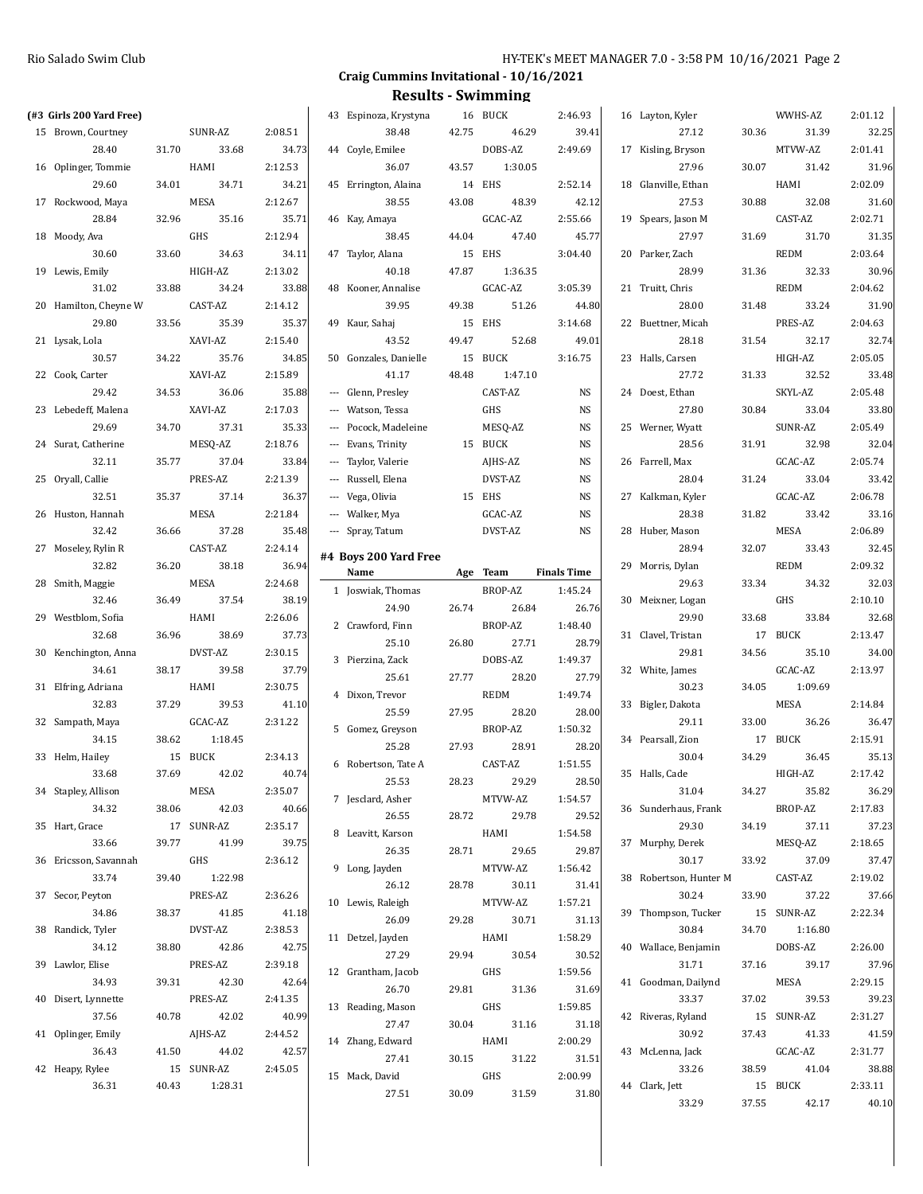## Craig Cummins Invitational - 10/16/2021

## Results - Swimming

### (#3 Girls 200 Yard Free)

| Place | Name | Age | Team | Finals Time |
|---|---|---|---|---|
| 15 | Brown, Courtney | | SUNR-AZ | 2:08.51 |
| | 28.40 / 31.70 / 33.68 / 34.73 | | | |
| 16 | Oplinger, Tommie | | HAMI | 2:12.53 |
| | 29.60 / 34.01 / 34.71 / 34.21 | | | |
| 17 | Rockwood, Maya | | MESA | 2:12.67 |
| | 28.84 / 32.96 / 35.16 / 35.71 | | | |
| 18 | Moody, Ava | | GHS | 2:12.94 |
| | 30.60 / 33.60 / 34.63 / 34.11 | | | |
| 19 | Lewis, Emily | | HIGH-AZ | 2:13.02 |
| | 31.02 / 33.88 / 34.24 / 33.88 | | | |
| 20 | Hamilton, Cheyne W | | CAST-AZ | 2:14.12 |
| | 29.80 / 33.56 / 35.39 / 35.37 | | | |
| 21 | Lysak, Lola | | XAVI-AZ | 2:15.40 |
| | 30.57 / 34.22 / 35.76 / 34.85 | | | |
| 22 | Cook, Carter | | XAVI-AZ | 2:15.89 |
| | 29.42 / 34.53 / 36.06 / 35.88 | | | |
| 23 | Lebedeff, Malena | | XAVI-AZ | 2:17.03 |
| | 29.69 / 34.70 / 37.31 / 35.33 | | | |
| 24 | Surat, Catherine | | MESQ-AZ | 2:18.76 |
| | 32.11 / 35.77 / 37.04 / 33.84 | | | |
| 25 | Oryall, Callie | | PRES-AZ | 2:21.39 |
| | 32.51 / 35.37 / 37.14 / 36.37 | | | |
| 26 | Huston, Hannah | | MESA | 2:21.84 |
| | 32.42 / 36.66 / 37.28 / 35.48 | | | |
| 27 | Moseley, Rylin R | | CAST-AZ | 2:24.14 |
| | 32.82 / 36.20 / 38.18 / 36.94 | | | |
| 28 | Smith, Maggie | | MESA | 2:24.68 |
| | 32.46 / 36.49 / 37.54 / 38.19 | | | |
| 29 | Westblom, Sofia | | HAMI | 2:26.06 |
| | 32.68 / 36.96 / 38.69 / 37.73 | | | |
| 30 | Kenchington, Anna | | DVST-AZ | 2:30.15 |
| | 34.61 / 38.17 / 39.58 / 37.79 | | | |
| 31 | Elfring, Adriana | | HAMI | 2:30.75 |
| | 32.83 / 37.29 / 39.53 / 41.10 | | | |
| 32 | Sampath, Maya | | GCAC-AZ | 2:31.22 |
| | 34.15 / 38.62 / 1:18.45 | | | |
| 33 | Helm, Hailey | 15 | BUCK | 2:34.13 |
| | 33.68 / 37.69 / 42.02 / 40.74 | | | |
| 34 | Stapley, Allison | | MESA | 2:35.07 |
| | 34.32 / 38.06 / 42.03 / 40.66 | | | |
| 35 | Hart, Grace | 17 | SUNR-AZ | 2:35.17 |
| | 33.66 / 39.77 / 41.99 / 39.75 | | | |
| 36 | Ericsson, Savannah | | GHS | 2:36.12 |
| | 33.74 / 39.40 / 1:22.98 | | | |
| 37 | Secor, Peyton | | PRES-AZ | 2:36.26 |
| | 34.86 / 38.37 / 41.85 / 41.18 | | | |
| 38 | Randick, Tyler | | DVST-AZ | 2:38.53 |
| | 34.12 / 38.80 / 42.86 / 42.75 | | | |
| 39 | Lawlor, Elise | | PRES-AZ | 2:39.18 |
| | 34.93 / 39.31 / 42.30 / 42.64 | | | |
| 40 | Disert, Lynnette | | PRES-AZ | 2:41.35 |
| | 37.56 / 40.78 / 42.02 / 40.99 | | | |
| 41 | Oplinger, Emily | | AJHS-AZ | 2:44.52 |
| | 36.43 / 41.50 / 44.02 / 42.57 | | | |
| 42 | Heapy, Rylee | 15 | SUNR-AZ | 2:45.05 |
| | 36.31 / 40.43 / 1:28.31 | | | |
| 43 | Espinoza, Krystyna | 16 | BUCK | 2:46.93 |
| | 38.48 / 42.75 / 46.29 / 39.41 | | | |
| 44 | Coyle, Emilee | | DOBS-AZ | 2:49.69 |
| | 36.07 / 43.57 / 1:30.05 | | | |
| 45 | Errington, Alaina | 14 | EHS | 2:52.14 |
| | 38.55 / 43.08 / 48.39 / 42.12 | | | |
| 46 | Kay, Amaya | | GCAC-AZ | 2:55.66 |
| | 38.45 / 44.04 / 47.40 / 45.77 | | | |
| 47 | Taylor, Alana | 15 | EHS | 3:04.40 |
| | 40.18 / 47.87 / 1:36.35 | | | |
| 48 | Kooner, Annalise | | GCAC-AZ | 3:05.39 |
| | 39.95 / 49.38 / 51.26 / 44.80 | | | |
| 49 | Kaur, Sahaj | 15 | EHS | 3:14.68 |
| | 43.52 / 49.47 / 52.68 / 49.01 | | | |
| 50 | Gonzales, Danielle | 15 | BUCK | 3:16.75 |
| | 41.17 / 48.48 / 1:47.10 | | | |
| --- | Glenn, Presley | | CAST-AZ | NS |
| --- | Watson, Tessa | | GHS | NS |
| --- | Pocock, Madeleine | | MESQ-AZ | NS |
| --- | Evans, Trinity | 15 | BUCK | NS |
| --- | Taylor, Valerie | | AJHS-AZ | NS |
| --- | Russell, Elena | | DVST-AZ | NS |
| --- | Vega, Olivia | 15 | EHS | NS |
| --- | Walker, Mya | | GCAC-AZ | NS |
| --- | Spray, Tatum | | DVST-AZ | NS |

### #4 Boys 200 Yard Free

| Place | Name | Age | Team | Finals Time |
|---|---|---|---|---|
| 1 | Joswiak, Thomas | | BROP-AZ | 1:45.24 |
| | 24.90 / 26.74 / 26.84 / 26.76 | | | |
| 2 | Crawford, Finn | | BROP-AZ | 1:48.40 |
| | 25.10 / 26.80 / 27.71 / 28.79 | | | |
| 3 | Pierzina, Zack | | DOBS-AZ | 1:49.37 |
| | 25.61 / 27.77 / 28.20 / 27.79 | | | |
| 4 | Dixon, Trevor | | REDM | 1:49.74 |
| | 25.59 / 27.95 / 28.20 / 28.00 | | | |
| 5 | Gomez, Greyson | | BROP-AZ | 1:50.32 |
| | 25.28 / 27.93 / 28.91 / 28.20 | | | |
| 6 | Robertson, Tate A | | CAST-AZ | 1:51.55 |
| | 25.53 / 28.23 / 29.29 / 28.50 | | | |
| 7 | Jesclard, Asher | | MTVW-AZ | 1:54.57 |
| | 26.55 / 28.72 / 29.78 / 29.52 | | | |
| 8 | Leavitt, Karson | | HAMI | 1:54.58 |
| | 26.35 / 28.71 / 29.65 / 29.87 | | | |
| 9 | Long, Jayden | | MTVW-AZ | 1:56.42 |
| | 26.12 / 28.78 / 30.11 / 31.41 | | | |
| 10 | Lewis, Raleigh | | MTVW-AZ | 1:57.21 |
| | 26.09 / 29.28 / 30.71 / 31.13 | | | |
| 11 | Detzel, Jayden | | HAMI | 1:58.29 |
| | 27.29 / 29.94 / 30.54 / 30.52 | | | |
| 12 | Grantham, Jacob | | GHS | 1:59.56 |
| | 26.70 / 29.81 / 31.36 / 31.69 | | | |
| 13 | Reading, Mason | | GHS | 1:59.85 |
| | 27.47 / 30.04 / 31.16 / 31.18 | | | |
| 14 | Zhang, Edward | | HAMI | 2:00.29 |
| | 27.41 / 30.15 / 31.22 / 31.51 | | | |
| 15 | Mack, David | | GHS | 2:00.99 |
| | 27.51 / 30.09 / 31.59 / 31.80 | | | |
| 16 | Layton, Kyler | | WWHS-AZ | 2:01.12 |
| | 27.12 / 30.36 / 31.39 / 32.25 | | | |
| 17 | Kisling, Bryson | | MTVW-AZ | 2:01.41 |
| | 27.96 / 30.07 / 31.42 / 31.96 | | | |
| 18 | Glanville, Ethan | | HAMI | 2:02.09 |
| | 27.53 / 30.88 / 32.08 / 31.60 | | | |
| 19 | Spears, Jason M | | CAST-AZ | 2:02.71 |
| | 27.97 / 31.69 / 31.70 / 31.35 | | | |
| 20 | Parker, Zach | | REDM | 2:03.64 |
| | 28.99 / 31.36 / 32.33 / 30.96 | | | |
| 21 | Truitt, Chris | | REDM | 2:04.62 |
| | 28.00 / 31.48 / 33.24 / 31.90 | | | |
| 22 | Buettner, Micah | | PRES-AZ | 2:04.63 |
| | 28.18 / 31.54 / 32.17 / 32.74 | | | |
| 23 | Halls, Carsen | | HIGH-AZ | 2:05.05 |
| | 27.72 / 31.33 / 32.52 / 33.48 | | | |
| 24 | Doest, Ethan | | SKYL-AZ | 2:05.48 |
| | 27.80 / 30.84 / 33.04 / 33.80 | | | |
| 25 | Werner, Wyatt | | SUNR-AZ | 2:05.49 |
| | 28.56 / 31.91 / 32.98 / 32.04 | | | |
| 26 | Farrell, Max | | GCAC-AZ | 2:05.74 |
| | 28.04 / 31.24 / 33.04 / 33.42 | | | |
| 27 | Kalkman, Kyler | | GCAC-AZ | 2:06.78 |
| | 28.38 / 31.82 / 33.42 / 33.16 | | | |
| 28 | Huber, Mason | | MESA | 2:06.89 |
| | 28.94 / 32.07 / 33.43 / 32.45 | | | |
| 29 | Morris, Dylan | | REDM | 2:09.32 |
| | 29.63 / 33.34 / 34.32 / 32.03 | | | |
| 30 | Meixner, Logan | | GHS | 2:10.10 |
| | 29.90 / 33.68 / 33.84 / 32.68 | | | |
| 31 | Clavel, Tristan | 17 | BUCK | 2:13.47 |
| | 29.81 / 34.56 / 35.10 / 34.00 | | | |
| 32 | White, James | | GCAC-AZ | 2:13.97 |
| | 30.23 / 34.05 / 1:09.69 | | | |
| 33 | Bigler, Dakota | | MESA | 2:14.84 |
| | 29.11 / 33.00 / 36.26 / 36.47 | | | |
| 34 | Pearsall, Zion | 17 | BUCK | 2:15.91 |
| | 30.04 / 34.29 / 36.45 / 35.13 | | | |
| 35 | Halls, Cade | | HIGH-AZ | 2:17.42 |
| | 31.04 / 34.27 / 35.82 / 36.29 | | | |
| 36 | Sunderhaus, Frank | | BROP-AZ | 2:17.83 |
| | 29.30 / 34.19 / 37.11 / 37.23 | | | |
| 37 | Murphy, Derek | | MESQ-AZ | 2:18.65 |
| | 30.17 / 33.92 / 37.09 / 37.47 | | | |
| 38 | Robertson, Hunter M | | CAST-AZ | 2:19.02 |
| | 30.24 / 33.90 / 37.22 / 37.66 | | | |
| 39 | Thompson, Tucker | 15 | SUNR-AZ | 2:22.34 |
| | 30.84 / 34.70 / 1:16.80 | | | |
| 40 | Wallace, Benjamin | | DOBS-AZ | 2:26.00 |
| | 31.71 / 37.16 / 39.17 / 37.96 | | | |
| 41 | Goodman, Dailynd | | MESA | 2:29.15 |
| | 33.37 / 37.02 / 39.53 / 39.23 | | | |
| 42 | Riveras, Ryland | 15 | SUNR-AZ | 2:31.27 |
| | 30.92 / 37.43 / 41.33 / 41.59 | | | |
| 43 | McLenna, Jack | | GCAC-AZ | 2:31.77 |
| | 33.26 / 38.59 / 41.04 / 38.88 | | | |
| 44 | Clark, Jett | 15 | BUCK | 2:33.11 |
| | 33.29 / 37.55 / 42.17 / 40.10 | | | |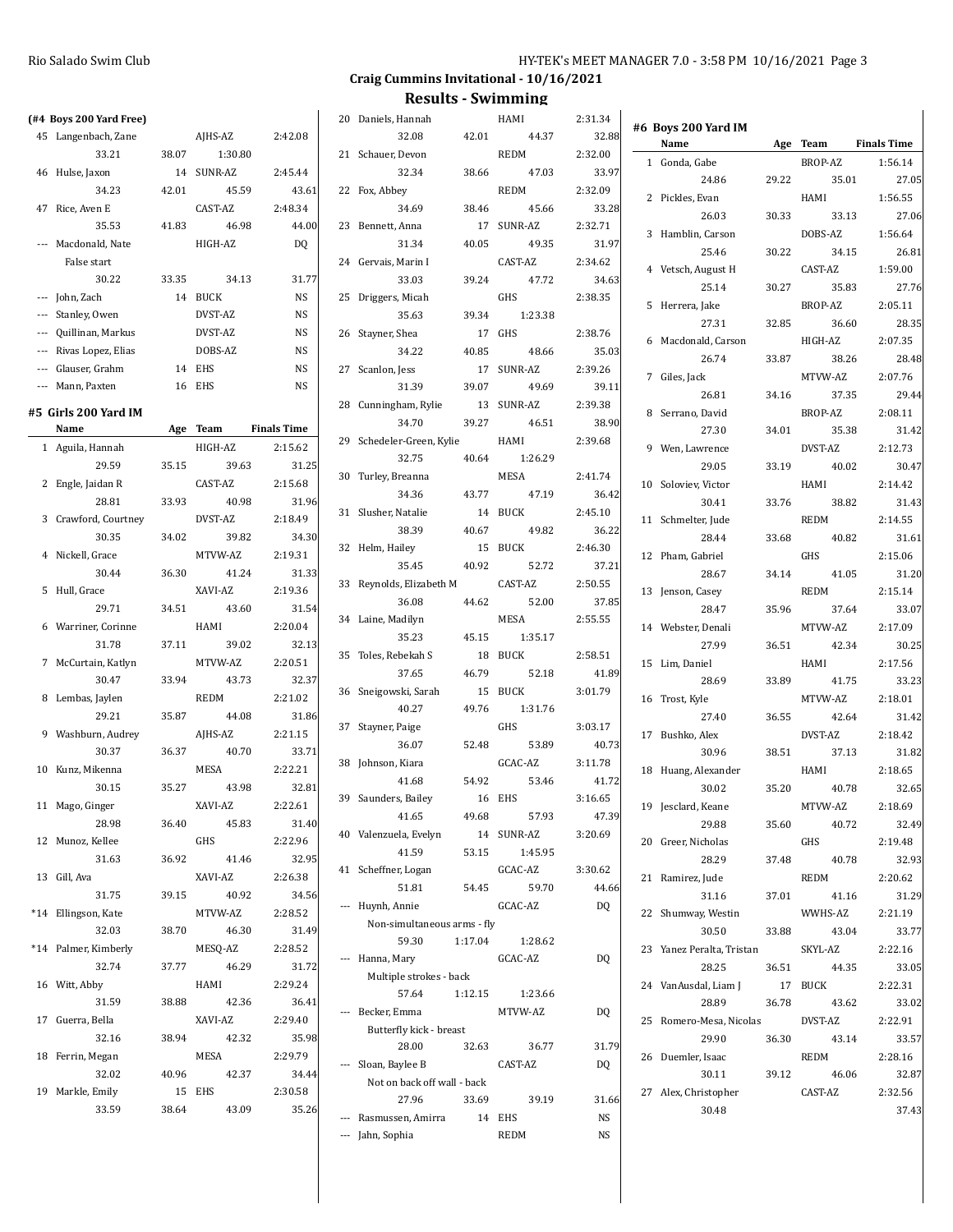## Craig Cummins Invitational - 10/16/2021

## Results - Swimming

### (#4 Boys 200 Yard Free)

| Place | Name | Age | Team | Finals Time |
|---|---|---|---|---|
| 45 | Langenbach, Zane | | AJHS-AZ | 2:42.08 |
| | 33.21 / 38.07 / 1:30.80 | | | |
| 46 | Hulse, Jaxon | 14 | SUNR-AZ | 2:45.44 |
| | 34.23 / 42.01 / 45.59 / 43.61 | | | |
| 47 | Rice, Aven E | | CAST-AZ | 2:48.34 |
| | 35.53 / 41.83 / 46.98 / 44.00 | | | |
| --- | Macdonald, Nate | | HIGH-AZ | DQ |
| | False start | | | |
| | 30.22 / 33.35 / 34.13 / 31.77 | | | |
| --- | John, Zach | 14 | BUCK | NS |
| --- | Stanley, Owen | | DVST-AZ | NS |
| --- | Quillinan, Markus | | DVST-AZ | NS |
| --- | Rivas Lopez, Elias | | DOBS-AZ | NS |
| --- | Glauser, Grahm | 14 | EHS | NS |
| --- | Mann, Paxten | 16 | EHS | NS |

### #5 Girls 200 Yard IM

| Place | Name | Age | Team | Finals Time |
|---|---|---|---|---|
| 1 | Aguila, Hannah | | HIGH-AZ | 2:15.62 |
| | 29.59 / 35.15 / 39.63 / 31.25 | | | |
| 2 | Engle, Jaidan R | | CAST-AZ | 2:15.68 |
| | 28.81 / 33.93 / 40.98 / 31.96 | | | |
| 3 | Crawford, Courtney | | DVST-AZ | 2:18.49 |
| | 30.35 / 34.02 / 39.82 / 34.30 | | | |
| 4 | Nickell, Grace | | MTVW-AZ | 2:19.31 |
| | 30.44 / 36.30 / 41.24 / 31.33 | | | |
| 5 | Hull, Grace | | XAVI-AZ | 2:19.36 |
| | 29.71 / 34.51 / 43.60 / 31.54 | | | |
| 6 | Warriner, Corinne | | HAMI | 2:20.04 |
| | 31.78 / 37.11 / 39.02 / 32.13 | | | |
| 7 | McCurtain, Katlyn | | MTVW-AZ | 2:20.51 |
| | 30.47 / 33.94 / 43.73 / 32.37 | | | |
| 8 | Lembas, Jaylen | | REDM | 2:21.02 |
| | 29.21 / 35.87 / 44.08 / 31.86 | | | |
| 9 | Washburn, Audrey | | AJHS-AZ | 2:21.15 |
| | 30.37 / 36.37 / 40.70 / 33.71 | | | |
| 10 | Kunz, Mikenna | | MESA | 2:22.21 |
| | 30.15 / 35.27 / 43.98 / 32.81 | | | |
| 11 | Mago, Ginger | | XAVI-AZ | 2:22.61 |
| | 28.98 / 36.40 / 45.83 / 31.40 | | | |
| 12 | Munoz, Kellee | | GHS | 2:22.96 |
| | 31.63 / 36.92 / 41.46 / 32.95 | | | |
| 13 | Gill, Ava | | XAVI-AZ | 2:26.38 |
| | 31.75 / 39.15 / 40.92 / 34.56 | | | |
| *14 | Ellingson, Kate | | MTVW-AZ | 2:28.52 |
| | 32.03 / 38.70 / 46.30 / 31.49 | | | |
| *14 | Palmer, Kimberly | | MESQ-AZ | 2:28.52 |
| | 32.74 / 37.77 / 46.29 / 31.72 | | | |
| 16 | Witt, Abby | | HAMI | 2:29.24 |
| | 31.59 / 38.88 / 42.36 / 36.41 | | | |
| 17 | Guerra, Bella | | XAVI-AZ | 2:29.40 |
| | 32.16 / 38.94 / 42.32 / 35.98 | | | |
| 18 | Ferrin, Megan | | MESA | 2:29.79 |
| | 32.02 / 40.96 / 42.37 / 34.44 | | | |
| 19 | Markle, Emily | 15 | EHS | 2:30.58 |
| | 33.59 / 38.64 / 43.09 / 35.26 | | | |
| 20 | Daniels, Hannah | | HAMI | 2:31.34 |
| | 32.08 / 42.01 / 44.37 / 32.88 | | | |
| 21 | Schauer, Devon | | REDM | 2:32.00 |
| | 32.34 / 38.66 / 47.03 / 33.97 | | | |
| 22 | Fox, Abbey | | REDM | 2:32.09 |
| | 34.69 / 38.46 / 45.66 / 33.28 | | | |
| 23 | Bennett, Anna | 17 | SUNR-AZ | 2:32.71 |
| | 31.34 / 40.05 / 49.35 / 31.97 | | | |
| 24 | Gervais, Marin I | | CAST-AZ | 2:34.62 |
| | 33.03 / 39.24 / 47.72 / 34.63 | | | |
| 25 | Driggers, Micah | | GHS | 2:38.35 |
| | 35.63 / 39.34 / 1:23.38 | | | |
| 26 | Stayner, Shea | 17 | GHS | 2:38.76 |
| | 34.22 / 40.85 / 48.66 / 35.03 | | | |
| 27 | Scanlon, Jess | 17 | SUNR-AZ | 2:39.26 |
| | 31.39 / 39.07 / 49.69 / 39.11 | | | |
| 28 | Cunningham, Rylie | 13 | SUNR-AZ | 2:39.38 |
| | 34.70 / 39.27 / 46.51 / 38.90 | | | |
| 29 | Schedeler-Green, Kylie | | HAMI | 2:39.68 |
| | 32.75 / 40.64 / 1:26.29 | | | |
| 30 | Turley, Breanna | | MESA | 2:41.74 |
| | 34.36 / 43.77 / 47.19 / 36.42 | | | |
| 31 | Slusher, Natalie | 14 | BUCK | 2:45.10 |
| | 38.39 / 40.67 / 49.82 / 36.22 | | | |
| 32 | Helm, Hailey | 15 | BUCK | 2:46.30 |
| | 35.45 / 40.92 / 52.72 / 37.21 | | | |
| 33 | Reynolds, Elizabeth M | | CAST-AZ | 2:50.55 |
| | 36.08 / 44.62 / 52.00 / 37.85 | | | |
| 34 | Laine, Madilyn | | MESA | 2:55.55 |
| | 35.23 / 45.15 / 1:35.17 | | | |
| 35 | Toles, Rebekah S | 18 | BUCK | 2:58.51 |
| | 37.65 / 46.79 / 52.18 / 41.89 | | | |
| 36 | Sneigowski, Sarah | 15 | BUCK | 3:01.79 |
| | 40.27 / 49.76 / 1:31.76 | | | |
| 37 | Stayner, Paige | | GHS | 3:03.17 |
| | 36.07 / 52.48 / 53.89 / 40.73 | | | |
| 38 | Johnson, Kiara | | GCAC-AZ | 3:11.78 |
| | 41.68 / 54.92 / 53.46 / 41.72 | | | |
| 39 | Saunders, Bailey | 16 | EHS | 3:16.65 |
| | 41.65 / 49.68 / 57.93 / 47.39 | | | |
| 40 | Valenzuela, Evelyn | 14 | SUNR-AZ | 3:20.69 |
| | 41.59 / 53.15 / 1:45.95 | | | |
| 41 | Scheffner, Logan | | GCAC-AZ | 3:30.62 |
| | 51.81 / 54.45 / 59.70 / 44.66 | | | |
| --- | Huynh, Annie | | GCAC-AZ | DQ |
| | Non-simultaneous arms - fly | | | |
| | 59.30 / 1:17.04 / 1:28.62 | | | |
| --- | Hanna, Mary | | GCAC-AZ | DQ |
| | Multiple strokes - back | | | |
| | 57.64 / 1:12.15 / 1:23.66 | | | |
| --- | Becker, Emma | | MTVW-AZ | DQ |
| | Butterfly kick - breast | | | |
| | 28.00 / 32.63 / 36.77 / 31.79 | | | |
| --- | Sloan, Baylee B | | CAST-AZ | DQ |
| | Not on back off wall - back | | | |
| | 27.96 / 33.69 / 39.19 / 31.66 | | | |
| --- | Rasmussen, Amirra | 14 | EHS | NS |
| --- | Jahn, Sophia | | REDM | NS |

### #6 Boys 200 Yard IM

| Place | Name | Age | Team | Finals Time |
|---|---|---|---|---|
| 1 | Gonda, Gabe | | BROP-AZ | 1:56.14 |
| | 24.86 / 29.22 / 35.01 / 27.05 | | | |
| 2 | Pickles, Evan | | HAMI | 1:56.55 |
| | 26.03 / 30.33 / 33.13 / 27.06 | | | |
| 3 | Hamblin, Carson | | DOBS-AZ | 1:56.64 |
| | 25.46 / 30.22 / 34.15 / 26.81 | | | |
| 4 | Vetsch, August H | | CAST-AZ | 1:59.00 |
| | 25.14 / 30.27 / 35.83 / 27.76 | | | |
| 5 | Herrera, Jake | | BROP-AZ | 2:05.11 |
| | 27.31 / 32.85 / 36.60 / 28.35 | | | |
| 6 | Macdonald, Carson | | HIGH-AZ | 2:07.35 |
| | 26.74 / 33.87 / 38.26 / 28.48 | | | |
| 7 | Giles, Jack | | MTVW-AZ | 2:07.76 |
| | 26.81 / 34.16 / 37.35 / 29.44 | | | |
| 8 | Serrano, David | | BROP-AZ | 2:08.11 |
| | 27.30 / 34.01 / 35.38 / 31.42 | | | |
| 9 | Wen, Lawrence | | DVST-AZ | 2:12.73 |
| | 29.05 / 33.19 / 40.02 / 30.47 | | | |
| 10 | Soloviev, Victor | | HAMI | 2:14.42 |
| | 30.41 / 33.76 / 38.82 / 31.43 | | | |
| 11 | Schmelter, Jude | | REDM | 2:14.55 |
| | 28.44 / 33.68 / 40.82 / 31.61 | | | |
| 12 | Pham, Gabriel | | GHS | 2:15.06 |
| | 28.67 / 34.14 / 41.05 / 31.20 | | | |
| 13 | Jenson, Casey | | REDM | 2:15.14 |
| | 28.47 / 35.96 / 37.64 / 33.07 | | | |
| 14 | Webster, Denali | | MTVW-AZ | 2:17.09 |
| | 27.99 / 36.51 / 42.34 / 30.25 | | | |
| 15 | Lim, Daniel | | HAMI | 2:17.56 |
| | 28.69 / 33.89 / 41.75 / 33.23 | | | |
| 16 | Trost, Kyle | | MTVW-AZ | 2:18.01 |
| | 27.40 / 36.55 / 42.64 / 31.42 | | | |
| 17 | Bushko, Alex | | DVST-AZ | 2:18.42 |
| | 30.96 / 38.51 / 37.13 / 31.82 | | | |
| 18 | Huang, Alexander | | HAMI | 2:18.65 |
| | 30.02 / 35.20 / 40.78 / 32.65 | | | |
| 19 | Jesclard, Keane | | MTVW-AZ | 2:18.69 |
| | 29.88 / 35.60 / 40.72 / 32.49 | | | |
| 20 | Greer, Nicholas | | GHS | 2:19.48 |
| | 28.29 / 37.48 / 40.78 / 32.93 | | | |
| 21 | Ramirez, Jude | | REDM | 2:20.62 |
| | 31.16 / 37.01 / 41.16 / 31.29 | | | |
| 22 | Shumway, Westin | | WWHS-AZ | 2:21.19 |
| | 30.50 / 33.88 / 43.04 / 33.77 | | | |
| 23 | Yanez Peralta, Tristan | | SKYL-AZ | 2:22.16 |
| | 28.25 / 36.51 / 44.35 / 33.05 | | | |
| 24 | VanAusdal, Liam J | 17 | BUCK | 2:22.31 |
| | 28.89 / 36.78 / 43.62 / 33.02 | | | |
| 25 | Romero-Mesa, Nicolas | | DVST-AZ | 2:22.91 |
| | 29.90 / 36.30 / 43.14 / 33.57 | | | |
| 26 | Duemler, Isaac | | REDM | 2:28.16 |
| | 30.11 / 39.12 / 46.06 / 32.87 | | | |
| 27 | Alex, Christopher | | CAST-AZ | 2:32.56 |
| | 30.48 / 37.43 | | | |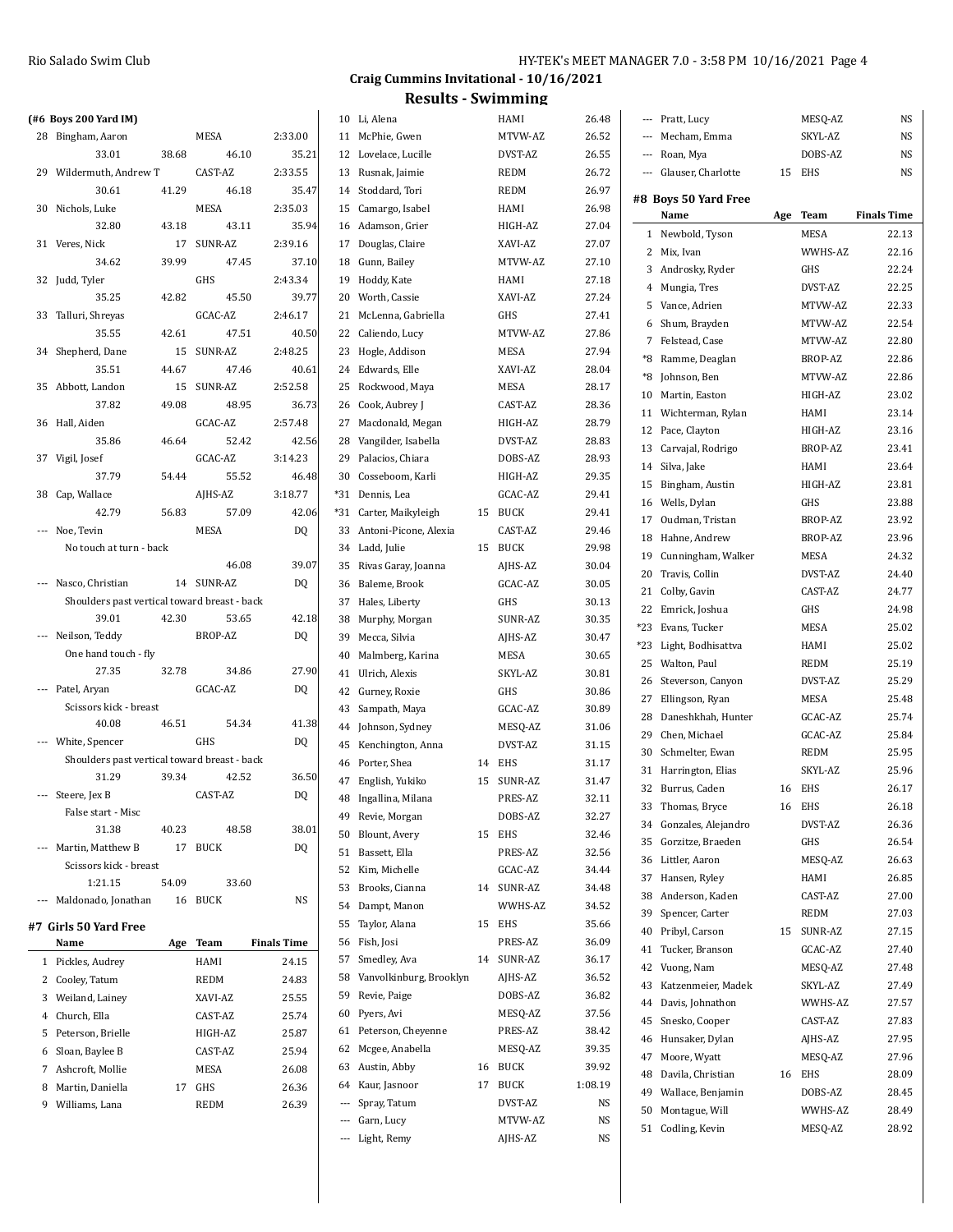**Craig Cummins Invitational - 10/16/2021**

**Results - Swimming**

### (#6 Boys 200 Yard IM)

| | Name | Age | Team | Finals Time |
|---|---|---|---|---|
| 28 | Bingham, Aaron | | MESA | 2:33.00 |
| | 33.01 38.68 46.10 35.21 | | | |
| 29 | Wildermuth, Andrew T | | CAST-AZ | 2:33.55 |
| | 30.61 41.29 46.18 35.47 | | | |
| 30 | Nichols, Luke | | MESA | 2:35.03 |
| | 32.80 43.18 43.11 35.94 | | | |
| 31 | Veres, Nick | 17 | SUNR-AZ | 2:39.16 |
| | 34.62 39.99 47.45 37.10 | | | |
| 32 | Judd, Tyler | | GHS | 2:43.34 |
| | 35.25 42.82 45.50 39.77 | | | |
| 33 | Talluri, Shreyas | | GCAC-AZ | 2:46.17 |
| | 35.55 42.61 47.51 40.50 | | | |
| 34 | Shepherd, Dane | 15 | SUNR-AZ | 2:48.25 |
| | 35.51 44.67 47.46 40.61 | | | |
| 35 | Abbott, Landon | 15 | SUNR-AZ | 2:52.58 |
| | 37.82 49.08 48.95 36.73 | | | |
| 36 | Hall, Aiden | | GCAC-AZ | 2:57.48 |
| | 35.86 46.64 52.42 42.56 | | | |
| 37 | Vigil, Josef | | GCAC-AZ | 3:14.23 |
| | 37.79 54.44 55.52 46.48 | | | |
| 38 | Cap, Wallace | | AJHS-AZ | 3:18.77 |
| | 42.79 56.83 57.09 42.06 | | | |
| --- | Noe, Tevin | | MESA | DQ |
| | No touch at turn - back | | | |
| | 46.08 39.07 | | | |
| --- | Nasco, Christian | 14 | SUNR-AZ | DQ |
| | Shoulders past vertical toward breast - back | | | |
| | 39.01 42.30 53.65 42.18 | | | |
| --- | Neilson, Teddy | | BROP-AZ | DQ |
| | One hand touch - fly | | | |
| | 27.35 32.78 34.86 27.90 | | | |
| --- | Patel, Aryan | | GCAC-AZ | DQ |
| | Scissors kick - breast | | | |
| | 40.08 46.51 54.34 41.38 | | | |
| --- | White, Spencer | | GHS | DQ |
| | Shoulders past vertical toward breast - back | | | |
| | 31.29 39.34 42.52 36.50 | | | |
| --- | Steere, Jex B | | CAST-AZ | DQ |
| | False start - Misc | | | |
| | 31.38 40.23 48.58 38.01 | | | |
| --- | Martin, Matthew B | 17 | BUCK | DQ |
| | Scissors kick - breast | | | |
| | 1:21.15 54.09 33.60 | | | |
| --- | Maldonado, Jonathan | 16 | BUCK | NS |

### #7 Girls 50 Yard Free

| | Name | Age | Team | Finals Time |
|---|---|---|---|---|
| 1 | Pickles, Audrey | | HAMI | 24.15 |
| 2 | Cooley, Tatum | | REDM | 24.83 |
| 3 | Weiland, Lainey | | XAVI-AZ | 25.55 |
| 4 | Church, Ella | | CAST-AZ | 25.74 |
| 5 | Peterson, Brielle | | HIGH-AZ | 25.87 |
| 6 | Sloan, Baylee B | | CAST-AZ | 25.94 |
| 7 | Ashcroft, Mollie | | MESA | 26.08 |
| 8 | Martin, Daniella | 17 | GHS | 26.36 |
| 9 | Williams, Lana | | REDM | 26.39 |
| 10 | Li, Alena | | HAMI | 26.48 |
| 11 | McPhie, Gwen | | MTVW-AZ | 26.52 |
| 12 | Lovelace, Lucille | | DVST-AZ | 26.55 |
| 13 | Rusnak, Jaimie | | REDM | 26.72 |
| 14 | Stoddard, Tori | | REDM | 26.97 |
| 15 | Camargo, Isabel | | HAMI | 26.98 |
| 16 | Adamson, Grier | | HIGH-AZ | 27.04 |
| 17 | Douglas, Claire | | XAVI-AZ | 27.07 |
| 18 | Gunn, Bailey | | MTVW-AZ | 27.10 |
| 19 | Hoddy, Kate | | HAMI | 27.18 |
| 20 | Worth, Cassie | | XAVI-AZ | 27.24 |
| 21 | McLenna, Gabriella | | GHS | 27.41 |
| 22 | Caliendo, Lucy | | MTVW-AZ | 27.86 |
| 23 | Hogle, Addison | | MESA | 27.94 |
| 24 | Edwards, Elle | | XAVI-AZ | 28.04 |
| 25 | Rockwood, Maya | | MESA | 28.17 |
| 26 | Cook, Aubrey J | | CAST-AZ | 28.36 |
| 27 | Macdonald, Megan | | HIGH-AZ | 28.79 |
| 28 | Vangilder, Isabella | | DVST-AZ | 28.83 |
| 29 | Palacios, Chiara | | DOBS-AZ | 28.93 |
| 30 | Cosseboom, Karli | | HIGH-AZ | 29.35 |
| *31 | Dennis, Lea | | GCAC-AZ | 29.41 |
| *31 | Carter, Maikyleigh | 15 | BUCK | 29.41 |
| 33 | Antoni-Picone, Alexia | | CAST-AZ | 29.46 |
| 34 | Ladd, Julie | 15 | BUCK | 29.98 |
| 35 | Rivas Garay, Joanna | | AJHS-AZ | 30.04 |
| 36 | Baleme, Brook | | GCAC-AZ | 30.05 |
| 37 | Hales, Liberty | | GHS | 30.13 |
| 38 | Murphy, Morgan | | SUNR-AZ | 30.35 |
| 39 | Mecca, Silvia | | AJHS-AZ | 30.47 |
| 40 | Malmberg, Karina | | MESA | 30.65 |
| 41 | Ulrich, Alexis | | SKYL-AZ | 30.81 |
| 42 | Gurney, Roxie | | GHS | 30.86 |
| 43 | Sampath, Maya | | GCAC-AZ | 30.89 |
| 44 | Johnson, Sydney | | MESQ-AZ | 31.06 |
| 45 | Kenchington, Anna | | DVST-AZ | 31.15 |
| 46 | Porter, Shea | 14 | EHS | 31.17 |
| 47 | English, Yukiko | 15 | SUNR-AZ | 31.47 |
| 48 | Ingallina, Milana | | PRES-AZ | 32.11 |
| 49 | Revie, Morgan | | DOBS-AZ | 32.27 |
| 50 | Blount, Avery | 15 | EHS | 32.46 |
| 51 | Bassett, Ella | | PRES-AZ | 32.56 |
| 52 | Kim, Michelle | | GCAC-AZ | 34.44 |
| 53 | Brooks, Cianna | 14 | SUNR-AZ | 34.48 |
| 54 | Dampt, Manon | | WWHS-AZ | 34.52 |
| 55 | Taylor, Alana | 15 | EHS | 35.66 |
| 56 | Fish, Josi | | PRES-AZ | 36.09 |
| 57 | Smedley, Ava | 14 | SUNR-AZ | 36.17 |
| 58 | Vanvolkinburg, Brooklyn | | AJHS-AZ | 36.52 |
| 59 | Revie, Paige | | DOBS-AZ | 36.82 |
| 60 | Pyers, Avi | | MESQ-AZ | 37.56 |
| 61 | Peterson, Cheyenne | | PRES-AZ | 38.42 |
| 62 | Mcgee, Anabella | | MESQ-AZ | 39.35 |
| 63 | Austin, Abby | 16 | BUCK | 39.92 |
| 64 | Kaur, Jasnoor | 17 | BUCK | 1:08.19 |
| --- | Spray, Tatum | | DVST-AZ | NS |
| --- | Garn, Lucy | | MTVW-AZ | NS |
| --- | Light, Remy | | AJHS-AZ | NS |
| --- | Pratt, Lucy | | MESQ-AZ | NS |
| --- | Mecham, Emma | | SKYL-AZ | NS |
| --- | Roan, Mya | | DOBS-AZ | NS |
| --- | Glauser, Charlotte | 15 | EHS | NS |

### #8 Boys 50 Yard Free

| | Name | Age | Team | Finals Time |
|---|---|---|---|---|
| 1 | Newbold, Tyson | | MESA | 22.13 |
| 2 | Mix, Ivan | | WWHS-AZ | 22.16 |
| 3 | Androsky, Ryder | | GHS | 22.24 |
| 4 | Mungia, Tres | | DVST-AZ | 22.25 |
| 5 | Vance, Adrien | | MTVW-AZ | 22.33 |
| 6 | Shum, Brayden | | MTVW-AZ | 22.54 |
| 7 | Felstead, Case | | MTVW-AZ | 22.80 |
| *8 | Ramme, Deaglan | | BROP-AZ | 22.86 |
| *8 | Johnson, Ben | | MTVW-AZ | 22.86 |
| 10 | Martin, Easton | | HIGH-AZ | 23.02 |
| 11 | Wichterman, Rylan | | HAMI | 23.14 |
| 12 | Pace, Clayton | | HIGH-AZ | 23.16 |
| 13 | Carvajal, Rodrigo | | BROP-AZ | 23.41 |
| 14 | Silva, Jake | | HAMI | 23.64 |
| 15 | Bingham, Austin | | HIGH-AZ | 23.81 |
| 16 | Wells, Dylan | | GHS | 23.88 |
| 17 | Oudman, Tristan | | BROP-AZ | 23.92 |
| 18 | Hahne, Andrew | | BROP-AZ | 23.96 |
| 19 | Cunningham, Walker | | MESA | 24.32 |
| 20 | Travis, Collin | | DVST-AZ | 24.40 |
| 21 | Colby, Gavin | | CAST-AZ | 24.77 |
| 22 | Emrick, Joshua | | GHS | 24.98 |
| *23 | Evans, Tucker | | MESA | 25.02 |
| *23 | Light, Bodhisattva | | HAMI | 25.02 |
| 25 | Walton, Paul | | REDM | 25.19 |
| 26 | Steverson, Canyon | | DVST-AZ | 25.29 |
| 27 | Ellingson, Ryan | | MESA | 25.48 |
| 28 | Daneshkhah, Hunter | | GCAC-AZ | 25.74 |
| 29 | Chen, Michael | | GCAC-AZ | 25.84 |
| 30 | Schmelter, Ewan | | REDM | 25.95 |
| 31 | Harrington, Elias | | SKYL-AZ | 25.96 |
| 32 | Burrus, Caden | 16 | EHS | 26.17 |
| 33 | Thomas, Bryce | 16 | EHS | 26.18 |
| 34 | Gonzales, Alejandro | | DVST-AZ | 26.36 |
| 35 | Gorzitze, Braeden | | GHS | 26.54 |
| 36 | Littler, Aaron | | MESQ-AZ | 26.63 |
| 37 | Hansen, Ryley | | HAMI | 26.85 |
| 38 | Anderson, Kaden | | CAST-AZ | 27.00 |
| 39 | Spencer, Carter | | REDM | 27.03 |
| 40 | Pribyl, Carson | 15 | SUNR-AZ | 27.15 |
| 41 | Tucker, Branson | | GCAC-AZ | 27.40 |
| 42 | Vuong, Nam | | MESQ-AZ | 27.48 |
| 43 | Katzenmeier, Madek | | SKYL-AZ | 27.49 |
| 44 | Davis, Johnathon | | WWHS-AZ | 27.57 |
| 45 | Snesko, Cooper | | CAST-AZ | 27.83 |
| 46 | Hunsaker, Dylan | | AJHS-AZ | 27.95 |
| 47 | Moore, Wyatt | | MESQ-AZ | 27.96 |
| 48 | Davila, Christian | 16 | EHS | 28.09 |
| 49 | Wallace, Benjamin | | DOBS-AZ | 28.45 |
| 50 | Montague, Will | | WWHS-AZ | 28.49 |
| 51 | Codling, Kevin | | MESQ-AZ | 28.92 |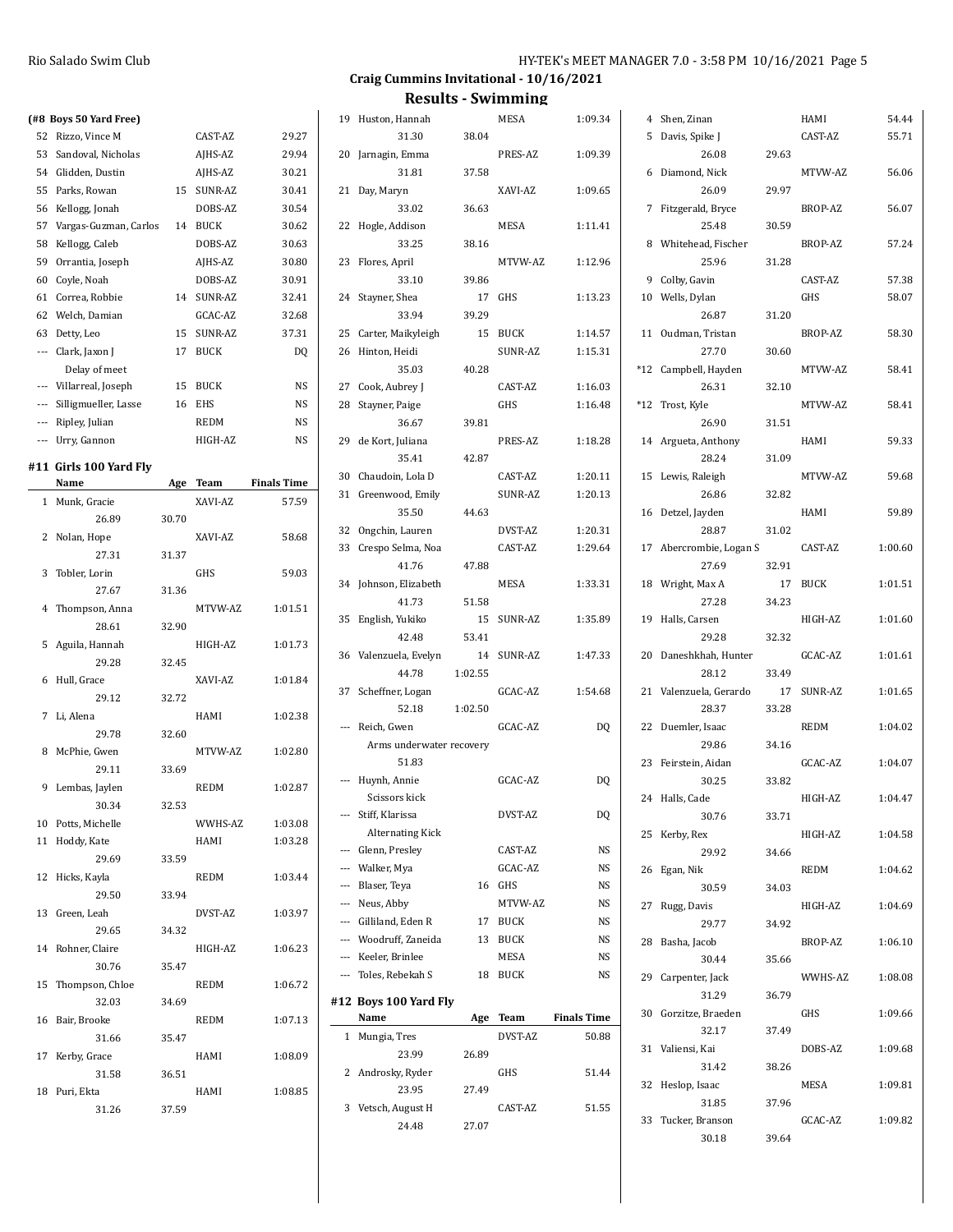## Craig Cummins Invitational - 10/16/2021

## Results - Swimming

**(#8 Boys 50 Yard Free)**

| | Name | Age | Team | Finals Time |
|---|---|---|---|---|
| 52 | Rizzo, Vince M | | CAST-AZ | 29.27 |
| 53 | Sandoval, Nicholas | | AJHS-AZ | 29.94 |
| 54 | Glidden, Dustin | | AJHS-AZ | 30.21 |
| 55 | Parks, Rowan | 15 | SUNR-AZ | 30.41 |
| 56 | Kellogg, Jonah | | DOBS-AZ | 30.54 |
| 57 | Vargas-Guzman, Carlos | 14 | BUCK | 30.62 |
| 58 | Kellogg, Caleb | | DOBS-AZ | 30.63 |
| 59 | Orrantia, Joseph | | AJHS-AZ | 30.80 |
| 60 | Coyle, Noah | | DOBS-AZ | 30.91 |
| 61 | Correa, Robbie | 14 | SUNR-AZ | 32.41 |
| 62 | Welch, Damian | | GCAC-AZ | 32.68 |
| 63 | Detty, Leo | 15 | SUNR-AZ | 37.31 |
| --- | Clark, Jaxon J | 17 | BUCK | DQ |
| | Delay of meet | | | |
| --- | Villarreal, Joseph | 15 | BUCK | NS |
| --- | Silligmueller, Lasse | 16 | EHS | NS |
| --- | Ripley, Julian | | REDM | NS |
| --- | Urry, Gannon | | HIGH-AZ | NS |

### #11 Girls 100 Yard Fly

| | Name | Age | Team | Finals Time |
|---|---|---|---|---|
| 1 | Munk, Gracie | | XAVI-AZ | 57.59 |
| | 26.89 | 30.70 | | |
| 2 | Nolan, Hope | | XAVI-AZ | 58.68 |
| | 27.31 | 31.37 | | |
| 3 | Tobler, Lorin | | GHS | 59.03 |
| | 27.67 | 31.36 | | |
| 4 | Thompson, Anna | | MTVW-AZ | 1:01.51 |
| | 28.61 | 32.90 | | |
| 5 | Aguila, Hannah | | HIGH-AZ | 1:01.73 |
| | 29.28 | 32.45 | | |
| 6 | Hull, Grace | | XAVI-AZ | 1:01.84 |
| | 29.12 | 32.72 | | |
| 7 | Li, Alena | | HAMI | 1:02.38 |
| | 29.78 | 32.60 | | |
| 8 | McPhie, Gwen | | MTVW-AZ | 1:02.80 |
| | 29.11 | 33.69 | | |
| 9 | Lembas, Jaylen | | REDM | 1:02.87 |
| | 30.34 | 32.53 | | |
| 10 | Potts, Michelle | | WWHS-AZ | 1:03.08 |
| 11 | Hoddy, Kate | | HAMI | 1:03.28 |
| | 29.69 | 33.59 | | |
| 12 | Hicks, Kayla | | REDM | 1:03.44 |
| | 29.50 | 33.94 | | |
| 13 | Green, Leah | | DVST-AZ | 1:03.97 |
| | 29.65 | 34.32 | | |
| 14 | Rohner, Claire | | HIGH-AZ | 1:06.23 |
| | 30.76 | 35.47 | | |
| 15 | Thompson, Chloe | | REDM | 1:06.72 |
| | 32.03 | 34.69 | | |
| 16 | Bair, Brooke | | REDM | 1:07.13 |
| | 31.66 | 35.47 | | |
| 17 | Kerby, Grace | | HAMI | 1:08.09 |
| | 31.58 | 36.51 | | |
| 18 | Puri, Ekta | | HAMI | 1:08.85 |
| | 31.26 | 37.59 | | |
| 19 | Huston, Hannah | | MESA | 1:09.34 |
| | 31.30 | 38.04 | | |
| 20 | Jarnagin, Emma | | PRES-AZ | 1:09.39 |
| | 31.81 | 37.58 | | |
| 21 | Day, Maryn | | XAVI-AZ | 1:09.65 |
| | 33.02 | 36.63 | | |
| 22 | Hogle, Addison | | MESA | 1:11.41 |
| | 33.25 | 38.16 | | |
| 23 | Flores, April | | MTVW-AZ | 1:12.96 |
| | 33.10 | 39.86 | | |
| 24 | Stayner, Shea | 17 | GHS | 1:13.23 |
| | 33.94 | 39.29 | | |
| 25 | Carter, Maikyleigh | 15 | BUCK | 1:14.57 |
| 26 | Hinton, Heidi | | SUNR-AZ | 1:15.31 |
| | 35.03 | 40.28 | | |
| 27 | Cook, Aubrey J | | CAST-AZ | 1:16.03 |
| 28 | Stayner, Paige | | GHS | 1:16.48 |
| | 36.67 | 39.81 | | |
| 29 | de Kort, Juliana | | PRES-AZ | 1:18.28 |
| | 35.41 | 42.87 | | |
| 30 | Chaudoin, Lola D | | CAST-AZ | 1:20.11 |
| 31 | Greenwood, Emily | | SUNR-AZ | 1:20.13 |
| | 35.50 | 44.63 | | |
| 32 | Ongchin, Lauren | | DVST-AZ | 1:20.31 |
| 33 | Crespo Selma, Noa | | CAST-AZ | 1:29.64 |
| | 41.76 | 47.88 | | |
| 34 | Johnson, Elizabeth | | MESA | 1:33.31 |
| | 41.73 | 51.58 | | |
| 35 | English, Yukiko | 15 | SUNR-AZ | 1:35.89 |
| | 42.48 | 53.41 | | |
| 36 | Valenzuela, Evelyn | 14 | SUNR-AZ | 1:47.33 |
| | 44.78 | 1:02.55 | | |
| 37 | Scheffner, Logan | | GCAC-AZ | 1:54.68 |
| | 52.18 | 1:02.50 | | |
| --- | Reich, Gwen | | GCAC-AZ | DQ |
| | Arms underwater recovery | | | |
| | 51.83 | | | |
| --- | Huynh, Annie | | GCAC-AZ | DQ |
| | Scissors kick | | | |
| --- | Stiff, Klarissa | | DVST-AZ | DQ |
| | Alternating Kick | | | |
| --- | Glenn, Presley | | CAST-AZ | NS |
| --- | Walker, Mya | | GCAC-AZ | NS |
| --- | Blaser, Teya | 16 | GHS | NS |
| --- | Neus, Abby | | MTVW-AZ | NS |
| --- | Gilliland, Eden R | 17 | BUCK | NS |
| --- | Woodruff, Zaneida | 13 | BUCK | NS |
| --- | Keeler, Brinlee | | MESA | NS |
| --- | Toles, Rebekah S | 18 | BUCK | NS |

### #12 Boys 100 Yard Fly

| | Name | Age | Team | Finals Time |
|---|---|---|---|---|
| 1 | Mungia, Tres | | DVST-AZ | 50.88 |
| | 23.99 | 26.89 | | |
| 2 | Androsky, Ryder | | GHS | 51.44 |
| | 23.95 | 27.49 | | |
| 3 | Vetsch, August H | | CAST-AZ | 51.55 |
| | 24.48 | 27.07 | | |
| 4 | Shen, Zinan | | HAMI | 54.44 |
| 5 | Davis, Spike J | | CAST-AZ | 55.71 |
| | 26.08 | 29.63 | | |
| 6 | Diamond, Nick | | MTVW-AZ | 56.06 |
| | 26.09 | 29.97 | | |
| 7 | Fitzgerald, Bryce | | BROP-AZ | 56.07 |
| | 25.48 | 30.59 | | |
| 8 | Whitehead, Fischer | | BROP-AZ | 57.24 |
| | 25.96 | 31.28 | | |
| 9 | Colby, Gavin | | CAST-AZ | 57.38 |
| 10 | Wells, Dylan | | GHS | 58.07 |
| | 26.87 | 31.20 | | |
| 11 | Oudman, Tristan | | BROP-AZ | 58.30 |
| | 27.70 | 30.60 | | |
| *12 | Campbell, Hayden | | MTVW-AZ | 58.41 |
| | 26.31 | 32.10 | | |
| *12 | Trost, Kyle | | MTVW-AZ | 58.41 |
| | 26.90 | 31.51 | | |
| 14 | Argueta, Anthony | | HAMI | 59.33 |
| | 28.24 | 31.09 | | |
| 15 | Lewis, Raleigh | | MTVW-AZ | 59.68 |
| | 26.86 | 32.82 | | |
| 16 | Detzel, Jayden | | HAMI | 59.89 |
| | 28.87 | 31.02 | | |
| 17 | Abercrombie, Logan S | | CAST-AZ | 1:00.60 |
| | 27.69 | 32.91 | | |
| 18 | Wright, Max A | 17 | BUCK | 1:01.51 |
| | 27.28 | 34.23 | | |
| 19 | Halls, Carsen | | HIGH-AZ | 1:01.60 |
| | 29.28 | 32.32 | | |
| 20 | Daneshkhah, Hunter | | GCAC-AZ | 1:01.61 |
| | 28.12 | 33.49 | | |
| 21 | Valenzuela, Gerardo | 17 | SUNR-AZ | 1:01.65 |
| | 28.37 | 33.28 | | |
| 22 | Duemler, Isaac | | REDM | 1:04.02 |
| | 29.86 | 34.16 | | |
| 23 | Feirstein, Aidan | | GCAC-AZ | 1:04.07 |
| | 30.25 | 33.82 | | |
| 24 | Halls, Cade | | HIGH-AZ | 1:04.47 |
| | 30.76 | 33.71 | | |
| 25 | Kerby, Rex | | HIGH-AZ | 1:04.58 |
| | 29.92 | 34.66 | | |
| 26 | Egan, Nik | | REDM | 1:04.62 |
| | 30.59 | 34.03 | | |
| 27 | Rugg, Davis | | HIGH-AZ | 1:04.69 |
| | 29.77 | 34.92 | | |
| 28 | Basha, Jacob | | BROP-AZ | 1:06.10 |
| | 30.44 | 35.66 | | |
| 29 | Carpenter, Jack | | WWHS-AZ | 1:08.08 |
| | 31.29 | 36.79 | | |
| 30 | Gorzitze, Braeden | | GHS | 1:09.66 |
| | 32.17 | 37.49 | | |
| 31 | Valiensi, Kai | | DOBS-AZ | 1:09.68 |
| | 31.42 | 38.26 | | |
| 32 | Heslop, Isaac | | MESA | 1:09.81 |
| | 31.85 | 37.96 | | |
| 33 | Tucker, Branson | | GCAC-AZ | 1:09.82 |
| | 30.18 | 39.64 | | |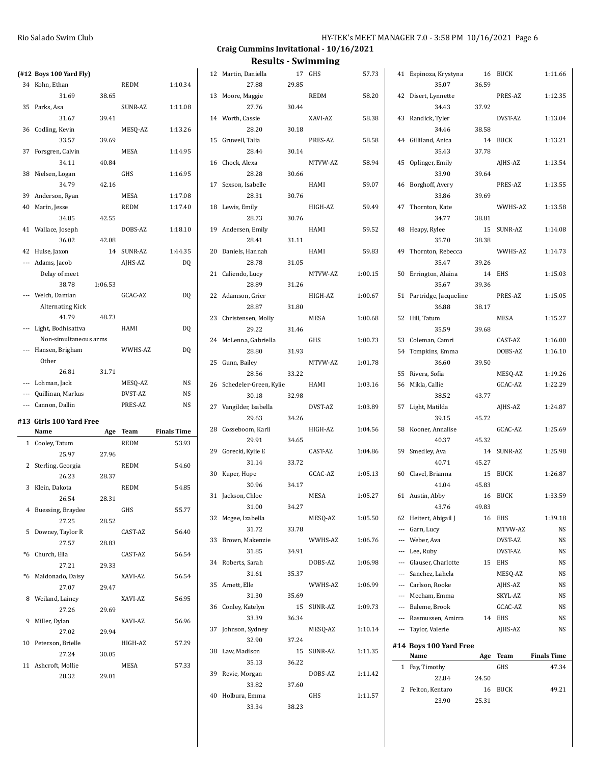## Craig Cummins Invitational - 10/16/2021

## Results - Swimming

### (#12 Boys 100 Yard Fly)

| | Name | Age | Team | Finals Time |
|---|---|---|---|---|
| 34 | Kohn, Ethan | | REDM | 1:10.34 |
| | 31.69 | 38.65 | | |
| 35 | Parks, Asa | | SUNR-AZ | 1:11.08 |
| | 31.67 | 39.41 | | |
| 36 | Codling, Kevin | | MESQ-AZ | 1:13.26 |
| | 33.57 | 39.69 | | |
| 37 | Forsgren, Calvin | | MESA | 1:14.95 |
| | 34.11 | 40.84 | | |
| 38 | Nielsen, Logan | | GHS | 1:16.95 |
| | 34.79 | 42.16 | | |
| 39 | Anderson, Ryan | | MESA | 1:17.08 |
| 40 | Marin, Jesse | | REDM | 1:17.40 |
| | 34.85 | 42.55 | | |
| 41 | Wallace, Joseph | | DOBS-AZ | 1:18.10 |
| | 36.02 | 42.08 | | |
| 42 | Hulse, Jaxon | 14 | SUNR-AZ | 1:44.35 |
| --- | Adams, Jacob | | AJHS-AZ | DQ |
| | Delay of meet | | | |
| | 38.78 | 1:06.53 | | |
| --- | Welch, Damian | | GCAC-AZ | DQ |
| | Alternating Kick | | | |
| | 41.79 | 48.73 | | |
| --- | Light, Bodhisattva | | HAMI | DQ |
| | Non-simultaneous arms | | | |
| --- | Hansen, Brigham | | WWHS-AZ | DQ |
| | Other | | | |
| | 26.81 | 31.71 | | |
| --- | Lohman, Jack | | MESQ-AZ | NS |
| --- | Quillinan, Markus | | DVST-AZ | NS |
| --- | Cannon, Dallin | | PRES-AZ | NS |

### #13 Girls 100 Yard Free

| | Name | Age | Team | Finals Time |
|---|---|---|---|---|
| 1 | Cooley, Tatum | | REDM | 53.93 |
| | 25.97 | 27.96 | | |
| 2 | Sterling, Georgia | | REDM | 54.60 |
| | 26.23 | 28.37 | | |
| 3 | Klein, Dakota | | REDM | 54.85 |
| | 26.54 | 28.31 | | |
| 4 | Buessing, Braydee | | GHS | 55.77 |
| | 27.25 | 28.52 | | |
| 5 | Downey, Taylor R | | CAST-AZ | 56.40 |
| | 27.57 | 28.83 | | |
| *6 | Church, Ella | | CAST-AZ | 56.54 |
| | 27.21 | 29.33 | | |
| *6 | Maldonado, Daisy | | XAVI-AZ | 56.54 |
| | 27.07 | 29.47 | | |
| 8 | Weiland, Lainey | | XAVI-AZ | 56.95 |
| | 27.26 | 29.69 | | |
| 9 | Miller, Dylan | | XAVI-AZ | 56.96 |
| | 27.02 | 29.94 | | |
| 10 | Peterson, Brielle | | HIGH-AZ | 57.29 |
| | 27.24 | 30.05 | | |
| 11 | Ashcroft, Mollie | | MESA | 57.33 |
| | 28.32 | 29.01 | | |
| 12 | Martin, Daniella | 17 | GHS | 57.73 |
| | 27.88 | 29.85 | | |
| 13 | Moore, Maggie | | REDM | 58.20 |
| | 27.76 | 30.44 | | |
| 14 | Worth, Cassie | | XAVI-AZ | 58.38 |
| | 28.20 | 30.18 | | |
| 15 | Gruwell, Talia | | PRES-AZ | 58.58 |
| | 28.44 | 30.14 | | |
| 16 | Chock, Alexa | | MTVW-AZ | 58.94 |
| | 28.28 | 30.66 | | |
| 17 | Sexson, Isabelle | | HAMI | 59.07 |
| | 28.31 | 30.76 | | |
| 18 | Lewis, Emily | | HIGH-AZ | 59.49 |
| | 28.73 | 30.76 | | |
| 19 | Andersen, Emily | | HAMI | 59.52 |
| | 28.41 | 31.11 | | |
| 20 | Daniels, Hannah | | HAMI | 59.83 |
| | 28.78 | 31.05 | | |
| 21 | Caliendo, Lucy | | MTVW-AZ | 1:00.15 |
| | 28.89 | 31.26 | | |
| 22 | Adamson, Grier | | HIGH-AZ | 1:00.67 |
| | 28.87 | 31.80 | | |
| 23 | Christensen, Molly | | MESA | 1:00.68 |
| | 29.22 | 31.46 | | |
| 24 | McLenna, Gabriella | | GHS | 1:00.73 |
| | 28.80 | 31.93 | | |
| 25 | Gunn, Bailey | | MTVW-AZ | 1:01.78 |
| | 28.56 | 33.22 | | |
| 26 | Schedeler-Green, Kylie | | HAMI | 1:03.16 |
| | 30.18 | 32.98 | | |
| 27 | Vangilder, Isabella | | DVST-AZ | 1:03.89 |
| | 29.63 | 34.26 | | |
| 28 | Cosseboom, Karli | | HIGH-AZ | 1:04.56 |
| | 29.91 | 34.65 | | |
| 29 | Gorecki, Kylie E | | CAST-AZ | 1:04.86 |
| | 31.14 | 33.72 | | |
| 30 | Kuper, Hope | | GCAC-AZ | 1:05.13 |
| | 30.96 | 34.17 | | |
| 31 | Jackson, Chloe | | MESA | 1:05.27 |
| | 31.00 | 34.27 | | |
| 32 | Mcgee, Izabella | | MESQ-AZ | 1:05.50 |
| | 31.72 | 33.78 | | |
| 33 | Brown, Makenzie | | WWHS-AZ | 1:06.76 |
| | 31.85 | 34.91 | | |
| 34 | Roberts, Sarah | | DOBS-AZ | 1:06.98 |
| | 31.61 | 35.37 | | |
| 35 | Arnett, Elle | | WWHS-AZ | 1:06.99 |
| | 31.30 | 35.69 | | |
| 36 | Conley, Katelyn | 15 | SUNR-AZ | 1:09.73 |
| | 33.39 | 36.34 | | |
| 37 | Johnson, Sydney | | MESQ-AZ | 1:10.14 |
| | 32.90 | 37.24 | | |
| 38 | Law, Madison | 15 | SUNR-AZ | 1:11.35 |
| | 35.13 | 36.22 | | |
| 39 | Revie, Morgan | | DOBS-AZ | 1:11.42 |
| | 33.82 | 37.60 | | |
| 40 | Holbura, Emma | | GHS | 1:11.57 |
| | 33.34 | 38.23 | | |
| 41 | Espinoza, Krystyna | 16 | BUCK | 1:11.66 |
| | 35.07 | 36.59 | | |
| 42 | Disert, Lynnette | | PRES-AZ | 1:12.35 |
| | 34.43 | 37.92 | | |
| 43 | Randick, Tyler | | DVST-AZ | 1:13.04 |
| | 34.46 | 38.58 | | |
| 44 | Gilliland, Anica | 14 | BUCK | 1:13.21 |
| | 35.43 | 37.78 | | |
| 45 | Oplinger, Emily | | AJHS-AZ | 1:13.54 |
| | 33.90 | 39.64 | | |
| 46 | Borghoff, Avery | | PRES-AZ | 1:13.55 |
| | 33.86 | 39.69 | | |
| 47 | Thornton, Kate | | WWHS-AZ | 1:13.58 |
| | 34.77 | 38.81 | | |
| 48 | Heapy, Rylee | 15 | SUNR-AZ | 1:14.08 |
| | 35.70 | 38.38 | | |
| 49 | Thornton, Rebecca | | WWHS-AZ | 1:14.73 |
| | 35.47 | 39.26 | | |
| 50 | Errington, Alaina | 14 | EHS | 1:15.03 |
| | 35.67 | 39.36 | | |
| 51 | Partridge, Jacqueline | | PRES-AZ | 1:15.05 |
| | 36.88 | 38.17 | | |
| 52 | Hill, Tatum | | MESA | 1:15.27 |
| | 35.59 | 39.68 | | |
| 53 | Coleman, Camri | | CAST-AZ | 1:16.00 |
| 54 | Tompkins, Emma | | DOBS-AZ | 1:16.10 |
| | 36.60 | 39.50 | | |
| 55 | Rivera, Sofia | | MESQ-AZ | 1:19.26 |
| 56 | Mikla, Callie | | GCAC-AZ | 1:22.29 |
| | 38.52 | 43.77 | | |
| 57 | Light, Matilda | | AJHS-AZ | 1:24.87 |
| | 39.15 | 45.72 | | |
| 58 | Kooner, Annalise | | GCAC-AZ | 1:25.69 |
| | 40.37 | 45.32 | | |
| 59 | Smedley, Ava | 14 | SUNR-AZ | 1:25.98 |
| | 40.71 | 45.27 | | |
| 60 | Clavel, Brianna | 15 | BUCK | 1:26.87 |
| | 41.04 | 45.83 | | |
| 61 | Austin, Abby | 16 | BUCK | 1:33.59 |
| | 43.76 | 49.83 | | |
| 62 | Heitert, Abigail J | 16 | EHS | 1:39.18 |
| --- | Garn, Lucy | | MTVW-AZ | NS |
| --- | Weber, Ava | | DVST-AZ | NS |
| --- | Lee, Ruby | | DVST-AZ | NS |
| --- | Glauser, Charlotte | 15 | EHS | NS |
| --- | Sanchez, Lahela | | MESQ-AZ | NS |
| --- | Carlson, Rooke | | AJHS-AZ | NS |
| --- | Mecham, Emma | | SKYL-AZ | NS |
| --- | Baleme, Brook | | GCAC-AZ | NS |
| --- | Rasmussen, Amirra | 14 | EHS | NS |
| --- | Taylor, Valerie | | AJHS-AZ | NS |

### #14 Boys 100 Yard Free

| | Name | Age | Team | Finals Time |
|---|---|---|---|---|
| 1 | Fay, Timothy | | GHS | 47.34 |
| | 22.84 | 24.50 | | |
| 2 | Felton, Kentaro | 16 | BUCK | 49.21 |
| | 23.90 | 25.31 | | |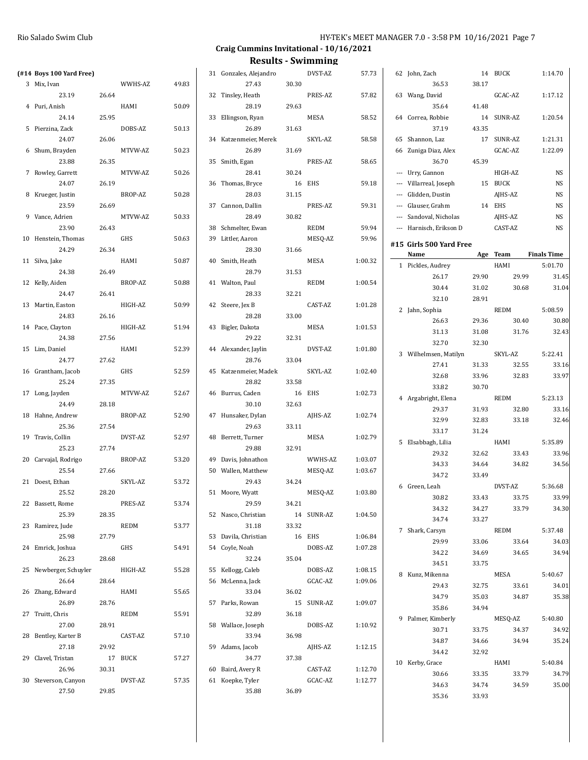## Craig Cummins Invitational - 10/16/2021

## Results - Swimming

### (#14 Boys 100 Yard Free)

| Place | Name | Age | Team | Finals Time |
|---|---|---|---|---|
| 3 | Mix, Ivan | | WWHS-AZ | 49.83 |
| | 23.19 | 26.64 | | |
| 4 | Puri, Anish | | HAMI | 50.09 |
| | 24.14 | 25.95 | | |
| 5 | Pierzina, Zack | | DOBS-AZ | 50.13 |
| | 24.07 | 26.06 | | |
| 6 | Shum, Brayden | | MTVW-AZ | 50.23 |
| | 23.88 | 26.35 | | |
| 7 | Rowley, Garrett | | MTVW-AZ | 50.26 |
| | 24.07 | 26.19 | | |
| 8 | Krueger, Justin | | BROP-AZ | 50.28 |
| | 23.59 | 26.69 | | |
| 9 | Vance, Adrien | | MTVW-AZ | 50.33 |
| | 23.90 | 26.43 | | |
| 10 | Henstein, Thomas | | GHS | 50.63 |
| | 24.29 | 26.34 | | |
| 11 | Silva, Jake | | HAMI | 50.87 |
| | 24.38 | 26.49 | | |
| 12 | Kelly, Aiden | | BROP-AZ | 50.88 |
| | 24.47 | 26.41 | | |
| 13 | Martin, Easton | | HIGH-AZ | 50.99 |
| | 24.83 | 26.16 | | |
| 14 | Pace, Clayton | | HIGH-AZ | 51.94 |
| | 24.38 | 27.56 | | |
| 15 | Lim, Daniel | | HAMI | 52.39 |
| | 24.77 | 27.62 | | |
| 16 | Grantham, Jacob | | GHS | 52.59 |
| | 25.24 | 27.35 | | |
| 17 | Long, Jayden | | MTVW-AZ | 52.67 |
| | 24.49 | 28.18 | | |
| 18 | Hahne, Andrew | | BROP-AZ | 52.90 |
| | 25.36 | 27.54 | | |
| 19 | Travis, Collin | | DVST-AZ | 52.97 |
| | 25.23 | 27.74 | | |
| 20 | Carvajal, Rodrigo | | BROP-AZ | 53.20 |
| | 25.54 | 27.66 | | |
| 21 | Doest, Ethan | | SKYL-AZ | 53.72 |
| | 25.52 | 28.20 | | |
| 22 | Bassett, Rome | | PRES-AZ | 53.74 |
| | 25.39 | 28.35 | | |
| 23 | Ramirez, Jude | | REDM | 53.77 |
| | 25.98 | 27.79 | | |
| 24 | Emrick, Joshua | | GHS | 54.91 |
| | 26.23 | 28.68 | | |
| 25 | Newberger, Schuyler | | HIGH-AZ | 55.28 |
| | 26.64 | 28.64 | | |
| 26 | Zhang, Edward | | HAMI | 55.65 |
| | 26.89 | 28.76 | | |
| 27 | Truitt, Chris | | REDM | 55.91 |
| | 27.00 | 28.91 | | |
| 28 | Bentley, Karter B | | CAST-AZ | 57.10 |
| | 27.18 | 29.92 | | |
| 29 | Clavel, Tristan | 17 | BUCK | 57.27 |
| | 26.96 | 30.31 | | |
| 30 | Steverson, Canyon | | DVST-AZ | 57.35 |
| | 27.50 | 29.85 | | |
| 31 | Gonzales, Alejandro | | DVST-AZ | 57.73 |
| | 27.43 | 30.30 | | |
| 32 | Tinsley, Heath | | PRES-AZ | 57.82 |
| | 28.19 | 29.63 | | |
| 33 | Ellingson, Ryan | | MESA | 58.52 |
| | 26.89 | 31.63 | | |
| 34 | Katzenmeier, Merek | | SKYL-AZ | 58.58 |
| | 26.89 | 31.69 | | |
| 35 | Smith, Egan | | PRES-AZ | 58.65 |
| | 28.41 | 30.24 | | |
| 36 | Thomas, Bryce | 16 | EHS | 59.18 |
| | 28.03 | 31.15 | | |
| 37 | Cannon, Dallin | | PRES-AZ | 59.31 |
| | 28.49 | 30.82 | | |
| 38 | Schmelter, Ewan | | REDM | 59.94 |
| 39 | Littler, Aaron | | MESQ-AZ | 59.96 |
| | 28.30 | 31.66 | | |
| 40 | Smith, Heath | | MESA | 1:00.32 |
| | 28.79 | 31.53 | | |
| 41 | Walton, Paul | | REDM | 1:00.54 |
| | 28.33 | 32.21 | | |
| 42 | Steere, Jex B | | CAST-AZ | 1:01.28 |
| | 28.28 | 33.00 | | |
| 43 | Bigler, Dakota | | MESA | 1:01.53 |
| | 29.22 | 32.31 | | |
| 44 | Alexander, Jaylin | | DVST-AZ | 1:01.80 |
| | 28.76 | 33.04 | | |
| 45 | Katzenmeier, Madek | | SKYL-AZ | 1:02.40 |
| | 28.82 | 33.58 | | |
| 46 | Burrus, Caden | 16 | EHS | 1:02.73 |
| | 30.10 | 32.63 | | |
| 47 | Hunsaker, Dylan | | AJHS-AZ | 1:02.74 |
| | 29.63 | 33.11 | | |
| 48 | Berrett, Turner | | MESA | 1:02.79 |
| | 29.88 | 32.91 | | |
| 49 | Davis, Johnathon | | WWHS-AZ | 1:03.07 |
| 50 | Wallen, Matthew | | MESQ-AZ | 1:03.67 |
| | 29.43 | 34.24 | | |
| 51 | Moore, Wyatt | | MESQ-AZ | 1:03.80 |
| | 29.59 | 34.21 | | |
| 52 | Nasco, Christian | 14 | SUNR-AZ | 1:04.50 |
| | 31.18 | 33.32 | | |
| 53 | Davila, Christian | 16 | EHS | 1:06.84 |
| 54 | Coyle, Noah | | DOBS-AZ | 1:07.28 |
| | 32.24 | 35.04 | | |
| 55 | Kellogg, Caleb | | DOBS-AZ | 1:08.15 |
| 56 | McLenna, Jack | | GCAC-AZ | 1:09.06 |
| | 33.04 | 36.02 | | |
| 57 | Parks, Rowan | 15 | SUNR-AZ | 1:09.07 |
| | 32.89 | 36.18 | | |
| 58 | Wallace, Joseph | | DOBS-AZ | 1:10.92 |
| | 33.94 | 36.98 | | |
| 59 | Adams, Jacob | | AJHS-AZ | 1:12.15 |
| | 34.77 | 37.38 | | |
| 60 | Baird, Avery R | | CAST-AZ | 1:12.70 |
| 61 | Koepke, Tyler | | GCAC-AZ | 1:12.77 |
| | 35.88 | 36.89 | | |
| 62 | John, Zach | 14 | BUCK | 1:14.70 |
| | 36.53 | 38.17 | | |
| 63 | Wang, David | | GCAC-AZ | 1:17.12 |
| | 35.64 | 41.48 | | |
| 64 | Correa, Robbie | 14 | SUNR-AZ | 1:20.54 |
| | 37.19 | 43.35 | | |
| 65 | Shannon, Laz | 17 | SUNR-AZ | 1:21.31 |
| 66 | Zuniga Diaz, Alex | | GCAC-AZ | 1:22.09 |
| | 36.70 | 45.39 | | |
| --- | Urry, Gannon | | HIGH-AZ | NS |
| --- | Villarreal, Joseph | 15 | BUCK | NS |
| --- | Glidden, Dustin | | AJHS-AZ | NS |
| --- | Glauser, Grahm | 14 | EHS | NS |
| --- | Sandoval, Nicholas | | AJHS-AZ | NS |
| --- | Harnisch, Erikson D | | CAST-AZ | NS |

### #15 Girls 500 Yard Free

| Place | Name | Age | Team | Finals Time |
|---|---|---|---|---|
| 1 | Pickles, Audrey | | HAMI | 5:01.70 |
| | 26.17 | 29.90 | 29.99 | 31.45 |
| | 30.44 | 31.02 | 30.68 | 31.04 |
| | 32.10 | 28.91 | | |
| 2 | Jahn, Sophia | | REDM | 5:08.59 |
| | 26.63 | 29.36 | 30.40 | 30.80 |
| | 31.13 | 31.08 | 31.76 | 32.43 |
| | 32.70 | 32.30 | | |
| 3 | Wilhelmsen, Matilyn | | SKYL-AZ | 5:22.41 |
| | 27.41 | 31.33 | 32.55 | 33.16 |
| | 32.68 | 33.96 | 32.83 | 33.97 |
| | 33.82 | 30.70 | | |
| 4 | Argabright, Elena | | REDM | 5:23.13 |
| | 29.37 | 31.93 | 32.80 | 33.16 |
| | 32.99 | 32.83 | 33.18 | 32.46 |
| | 33.17 | 31.24 | | |
| 5 | Elsabbagh, Lilia | | HAMI | 5:35.89 |
| | 29.32 | 32.62 | 33.43 | 33.96 |
| | 34.33 | 34.64 | 34.82 | 34.56 |
| | 34.72 | 33.49 | | |
| 6 | Green, Leah | | DVST-AZ | 5:36.68 |
| | 30.82 | 33.43 | 33.75 | 33.99 |
| | 34.32 | 34.27 | 33.79 | 34.30 |
| | 34.74 | 33.27 | | |
| 7 | Shark, Carsyn | | REDM | 5:37.48 |
| | 29.99 | 33.06 | 33.64 | 34.03 |
| | 34.22 | 34.69 | 34.65 | 34.94 |
| | 34.51 | 33.75 | | |
| 8 | Kunz, Mikenna | | MESA | 5:40.67 |
| | 29.43 | 32.75 | 33.61 | 34.01 |
| | 34.79 | 35.03 | 34.87 | 35.38 |
| | 35.86 | 34.94 | | |
| 9 | Palmer, Kimberly | | MESQ-AZ | 5:40.80 |
| | 30.71 | 33.75 | 34.37 | 34.92 |
| | 34.87 | 34.66 | 34.94 | 35.24 |
| | 34.42 | 32.92 | | |
| 10 | Kerby, Grace | | HAMI | 5:40.84 |
| | 30.66 | 33.35 | 33.79 | 34.79 |
| | 34.63 | 34.74 | 34.59 | 35.00 |
| | 35.36 | 33.93 | | |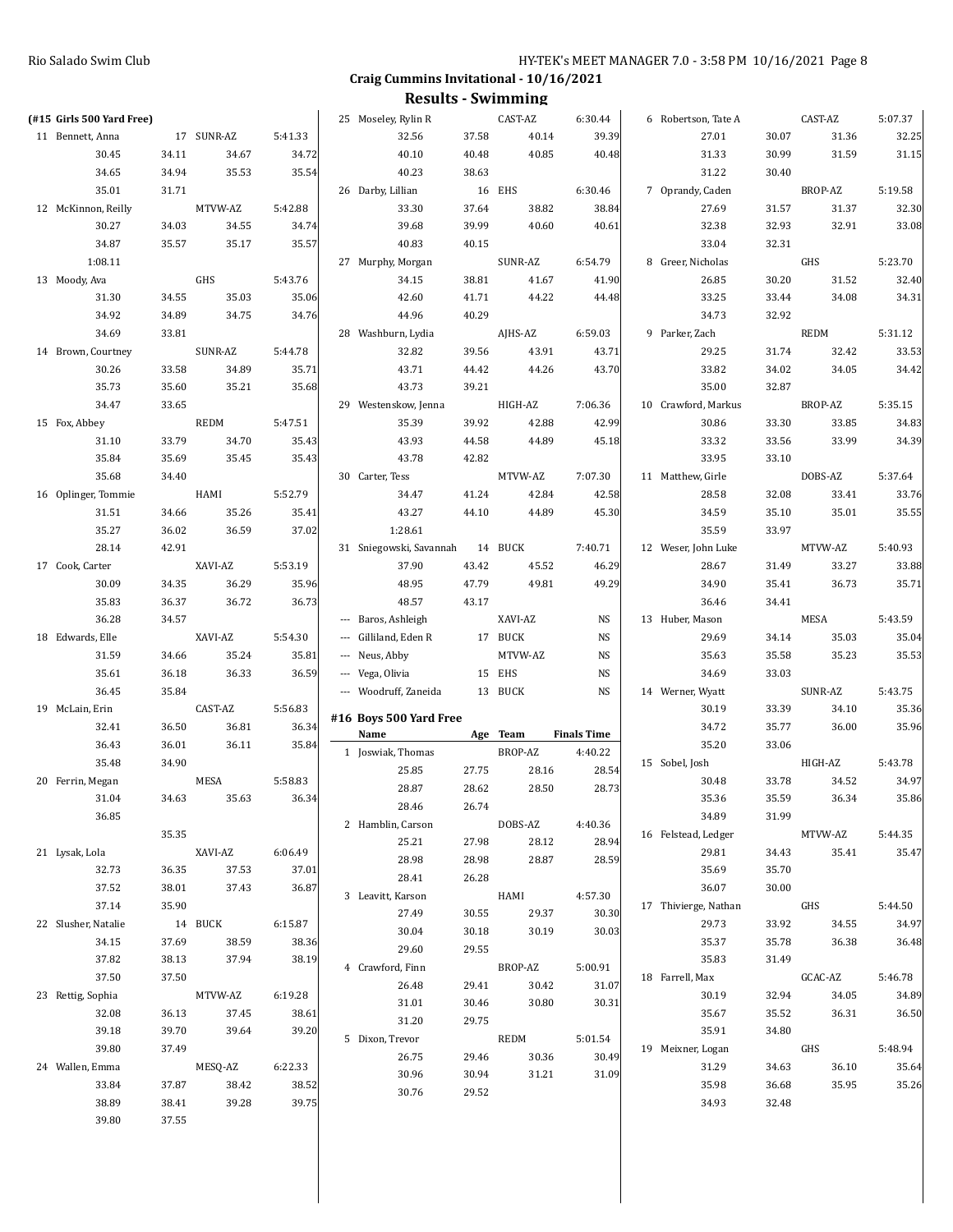## Craig Cummins Invitational - 10/16/2021

## Results - Swimming

**(#15 Girls 500 Yard Free)**

| Place | Name | Age | Team | Finals Time |
|---|---|---|---|---|
| 11 | Bennett, Anna | 17 | SUNR-AZ | 5:41.33 |
| | 30.45 34.11 34.67 34.72 34.65 34.94 35.53 35.54 35.01 31.71 | | | |
| 12 | McKinnon, Reilly | | MTVW-AZ | 5:42.88 |
| | 30.27 34.03 34.55 34.74 34.87 35.57 35.17 35.57 1:08.11 | | | |
| 13 | Moody, Ava | | GHS | 5:43.76 |
| | 31.30 34.55 35.03 35.06 34.92 34.89 34.75 34.76 34.69 33.81 | | | |
| 14 | Brown, Courtney | | SUNR-AZ | 5:44.78 |
| | 30.26 33.58 34.89 35.71 35.73 35.60 35.21 35.68 34.47 33.65 | | | |
| 15 | Fox, Abbey | | REDM | 5:47.51 |
| | 31.10 33.79 34.70 35.43 35.84 35.69 35.45 35.43 35.68 34.40 | | | |
| 16 | Oplinger, Tommie | | HAMI | 5:52.79 |
| | 31.51 34.66 35.26 35.41 35.27 36.02 36.59 37.02 28.14 42.91 | | | |
| 17 | Cook, Carter | | XAVI-AZ | 5:53.19 |
| | 30.09 34.35 36.29 35.96 35.83 36.37 36.72 36.73 36.28 34.57 | | | |
| 18 | Edwards, Elle | | XAVI-AZ | 5:54.30 |
| | 31.59 34.66 35.24 35.81 35.61 36.18 36.33 36.59 36.45 35.84 | | | |
| 19 | McLain, Erin | | CAST-AZ | 5:56.83 |
| | 32.41 36.50 36.81 36.34 36.43 36.01 36.11 35.84 35.48 34.90 | | | |
| 20 | Ferrin, Megan | | MESA | 5:58.83 |
| | 31.04 34.63 35.63 36.34 36.85 35.35 | | | |
| 21 | Lysak, Lola | | XAVI-AZ | 6:06.49 |
| | 32.73 36.35 37.53 37.01 37.52 38.01 37.43 36.87 37.14 35.90 | | | |
| 22 | Slusher, Natalie | 14 | BUCK | 6:15.87 |
| | 34.15 37.69 38.59 38.36 37.82 38.13 37.94 38.19 37.50 37.50 | | | |
| 23 | Rettig, Sophia | | MTVW-AZ | 6:19.28 |
| | 32.08 36.13 37.45 38.61 39.18 39.70 39.64 39.20 39.80 37.49 | | | |
| 24 | Wallen, Emma | | MESQ-AZ | 6:22.33 |
| | 33.84 37.87 38.42 38.52 38.89 38.41 39.28 39.75 39.80 37.55 | | | |
| 25 | Moseley, Rylin R | | CAST-AZ | 6:30.44 |
| | 32.56 37.58 40.14 39.39 40.10 40.48 40.85 40.48 40.23 38.63 | | | |
| 26 | Darby, Lillian | 16 | EHS | 6:30.46 |
| | 33.30 37.64 38.82 38.84 39.68 39.99 40.60 40.61 40.83 40.15 | | | |
| 27 | Murphy, Morgan | | SUNR-AZ | 6:54.79 |
| | 34.15 38.81 41.67 41.90 42.60 41.71 44.22 44.48 44.96 40.29 | | | |
| 28 | Washburn, Lydia | | AJHS-AZ | 6:59.03 |
| | 32.82 39.56 43.91 43.71 43.71 44.42 44.26 43.70 43.73 39.21 | | | |
| 29 | Westenskow, Jenna | | HIGH-AZ | 7:06.36 |
| | 35.39 39.92 42.88 42.99 43.93 44.58 44.89 45.18 43.78 42.82 | | | |
| 30 | Carter, Tess | | MTVW-AZ | 7:07.30 |
| | 34.47 41.24 42.84 42.58 43.27 44.10 44.89 45.30 1:28.61 | | | |
| 31 | Sniegowski, Savannah | 14 | BUCK | 7:40.71 |
| | 37.90 43.42 45.52 46.29 48.95 47.79 49.81 49.29 48.57 43.17 | | | |
| --- | Baros, Ashleigh | | XAVI-AZ | NS |
| --- | Gilliland, Eden R | 17 | BUCK | NS |
| --- | Neus, Abby | | MTVW-AZ | NS |
| --- | Vega, Olivia | 15 | EHS | NS |
| --- | Woodruff, Zaneida | 13 | BUCK | NS |

### #16 Boys 500 Yard Free

| Place | Name | Age | Team | Finals Time |
|---|---|---|---|---|
| 1 | Joswiak, Thomas | | BROP-AZ | 4:40.22 |
| | 25.85 27.75 28.16 28.54 28.87 28.62 28.50 28.73 28.46 26.74 | | | |
| 2 | Hamblin, Carson | | DOBS-AZ | 4:40.36 |
| | 25.21 27.98 28.12 28.94 28.98 28.98 28.87 28.59 28.41 26.28 | | | |
| 3 | Leavitt, Karson | | HAMI | 4:57.30 |
| | 27.49 30.55 29.37 30.30 30.04 30.18 30.19 30.03 29.60 29.55 | | | |
| 4 | Crawford, Finn | | BROP-AZ | 5:00.91 |
| | 26.48 29.41 30.42 31.07 31.01 30.46 30.80 30.31 31.20 29.75 | | | |
| 5 | Dixon, Trevor | | REDM | 5:01.54 |
| | 26.75 29.46 30.36 30.49 30.96 30.94 31.21 31.09 30.76 29.52 | | | |
| 6 | Robertson, Tate A | | CAST-AZ | 5:07.37 |
| | 27.01 30.07 31.36 32.25 31.33 30.99 31.59 31.15 31.22 30.40 | | | |
| 7 | Oprandy, Caden | | BROP-AZ | 5:19.58 |
| | 27.69 31.57 31.37 32.30 32.38 32.93 32.91 33.08 33.04 32.31 | | | |
| 8 | Greer, Nicholas | | GHS | 5:23.70 |
| | 26.85 30.20 31.52 32.40 33.25 33.44 34.08 34.31 34.73 32.92 | | | |
| 9 | Parker, Zach | | REDM | 5:31.12 |
| | 29.25 31.74 32.42 33.53 33.82 34.02 34.05 34.42 35.00 32.87 | | | |
| 10 | Crawford, Markus | | BROP-AZ | 5:35.15 |
| | 30.86 33.30 33.85 34.83 33.32 33.56 33.99 34.39 33.95 33.10 | | | |
| 11 | Matthew, Girle | | DOBS-AZ | 5:37.64 |
| | 28.58 32.08 33.41 33.76 34.59 35.10 35.01 35.55 35.59 33.97 | | | |
| 12 | Weser, John Luke | | MTVW-AZ | 5:40.93 |
| | 28.67 31.49 33.27 33.88 34.90 35.41 36.73 35.71 36.46 34.41 | | | |
| 13 | Huber, Mason | | MESA | 5:43.59 |
| | 29.69 34.14 35.03 35.04 35.63 35.58 35.23 35.53 34.69 33.03 | | | |
| 14 | Werner, Wyatt | | SUNR-AZ | 5:43.75 |
| | 30.19 33.39 34.10 35.36 34.72 35.77 36.00 35.96 35.20 33.06 | | | |
| 15 | Sobel, Josh | | HIGH-AZ | 5:43.78 |
| | 30.48 33.78 34.52 34.97 35.36 35.59 36.34 35.86 34.89 31.99 | | | |
| 16 | Felstead, Ledger | | MTVW-AZ | 5:44.35 |
| | 29.81 34.43 35.41 35.47 35.69 35.70 36.07 30.00 | | | |
| 17 | Thivierge, Nathan | | GHS | 5:44.50 |
| | 29.73 33.92 34.55 34.97 35.37 35.78 36.38 36.48 35.83 31.49 | | | |
| 18 | Farrell, Max | | GCAC-AZ | 5:46.78 |
| | 30.19 32.94 34.05 34.89 35.67 35.52 36.31 36.50 35.91 34.80 | | | |
| 19 | Meixner, Logan | | GHS | 5:48.94 |
| | 31.29 34.63 36.10 35.64 35.98 36.68 35.95 35.26 34.93 32.48 | | | |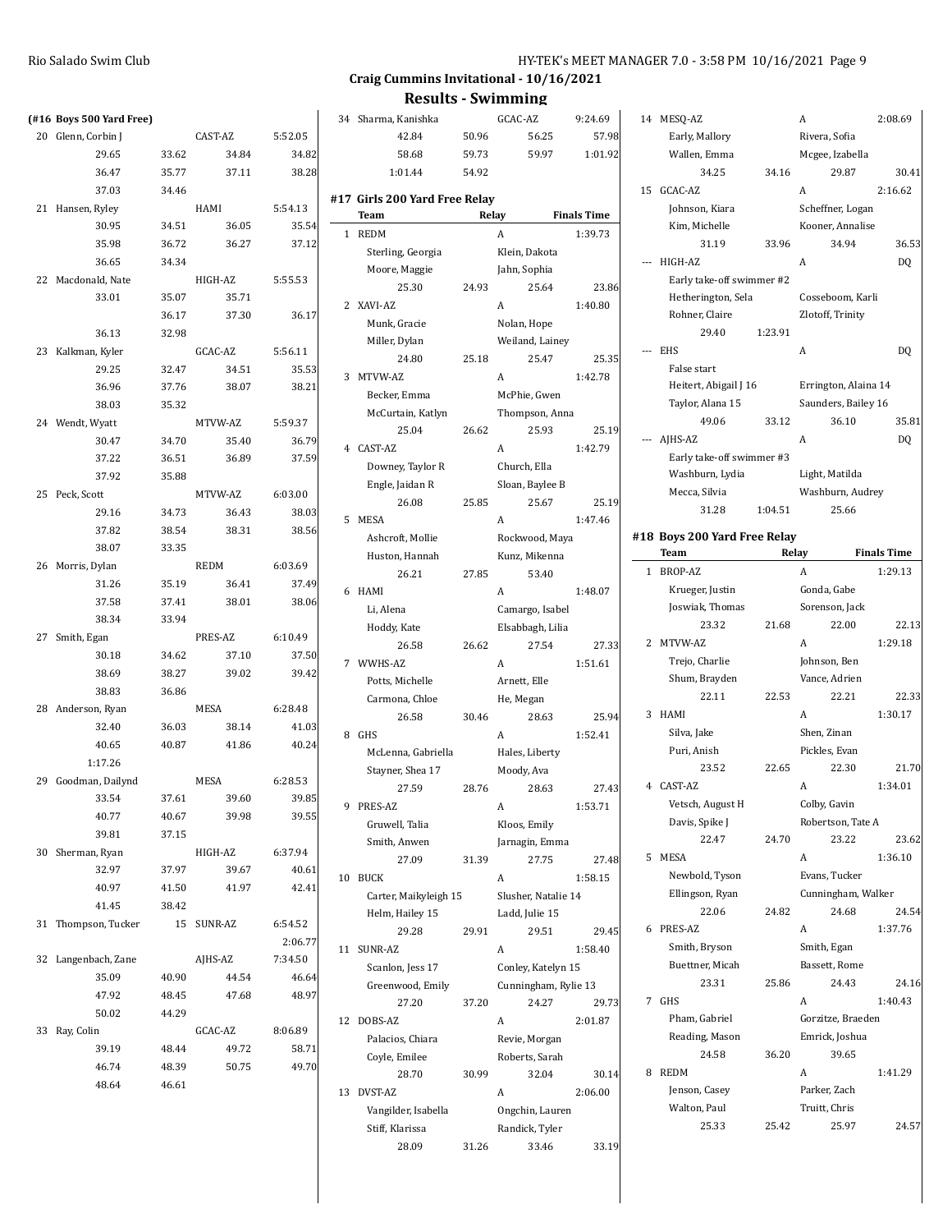## Craig Cummins Invitational - 10/16/2021

## Results - Swimming

### (#16 Boys 500 Yard Free)

20 Glenn, Corbin J — CAST-AZ — 5:52.05
29.65 33.62 34.84 34.82
36.47 35.77 37.11 38.28
37.03 34.46

21 Hansen, Ryley — HAMI — 5:54.13
30.95 34.51 36.05 35.54
35.98 36.72 36.27 37.12
36.65 34.34

22 Macdonald, Nate — HIGH-AZ — 5:55.53
33.01 35.07 35.71
36.17 37.30 36.17
36.13 32.98

23 Kalkman, Kyler — GCAC-AZ — 5:56.11
29.25 32.47 34.51 35.53
36.96 37.76 38.07 38.21
38.03 35.32

24 Wendt, Wyatt — MTVW-AZ — 5:59.37
30.47 34.70 35.40 36.79
37.22 36.51 36.89 37.59
37.92 35.88

25 Peck, Scott — MTVW-AZ — 6:03.00
29.16 34.73 36.43 38.03
37.82 38.54 38.31 38.56
38.07 33.35

26 Morris, Dylan — REDM — 6:03.69
31.26 35.19 36.41 37.49
37.58 37.41 38.01 38.06
38.34 33.94

27 Smith, Egan — PRES-AZ — 6:10.49
30.18 34.62 37.10 37.50
38.69 38.27 39.02 39.42
38.83 36.86

28 Anderson, Ryan — MESA — 6:28.48
32.40 36.03 38.14 41.03
40.65 40.87 41.86 40.24
1:17.26

29 Goodman, Dailynd — MESA — 6:28.53
33.54 37.61 39.60 39.85
40.77 40.67 39.98 39.55
39.81 37.15

30 Sherman, Ryan — HIGH-AZ — 6:37.94
32.97 37.97 39.67 40.61
40.97 41.50 41.97 42.41
41.45 38.42

31 Thompson, Tucker 15 — SUNR-AZ — 6:54.52
2:06.77

32 Langenbach, Zane — AJHS-AZ — 7:34.50
35.09 40.90 44.54 46.64
47.92 48.45 47.68 48.97
50.02 44.29

33 Ray, Colin — GCAC-AZ — 8:06.89
39.19 48.44 49.72 58.71
46.74 48.39 50.75 49.70
48.64 46.61

34 Sharma, Kanishka — GCAC-AZ — 9:24.69
42.84 50.96 56.25 57.98
58.68 59.73 59.97 1:01.92
1:01.44 54.92

### #17 Girls 200 Yard Free Relay

| | Team | Relay | Finals Time |
|---|---|---|---|
| 1 | REDM | A | 1:39.73 |

Sterling, Georgia; Klein, Dakota; Moore, Maggie; Jahn, Sophia
25.30 24.93 25.64 23.86

2 XAVI-AZ — A — 1:40.80
Munk, Gracie; Nolan, Hope; Miller, Dylan; Weiland, Lainey
24.80 25.18 25.47 25.35

3 MTVW-AZ — A — 1:42.78
Becker, Emma; McPhie, Gwen; McCurtain, Katlyn; Thompson, Anna
25.04 26.62 25.93 25.19

4 CAST-AZ — A — 1:42.79
Downey, Taylor R; Church, Ella; Engle, Jaidan R; Sloan, Baylee B
26.08 25.85 25.67 25.19

5 MESA — A — 1:47.46
Ashcroft, Mollie; Rockwood, Maya; Huston, Hannah; Kunz, Mikenna
26.21 27.85 53.40

6 HAMI — A — 1:48.07
Li, Alena; Camargo, Isabel; Hoddy, Kate; Elsabbagh, Lilia
26.58 26.62 27.54 27.33

7 WWHS-AZ — A — 1:51.61
Potts, Michelle; Arnett, Elle; Carmona, Chloe; He, Megan
26.58 30.46 28.63 25.94

8 GHS — A — 1:52.41
McLenna, Gabriella; Hales, Liberty; Stayner, Shea 17; Moody, Ava
27.59 28.76 28.63 27.43

9 PRES-AZ — A — 1:53.71
Gruwell, Talia; Kloos, Emily; Smith, Anwen; Jarnagin, Emma
27.09 31.39 27.75 27.48

10 BUCK — A — 1:58.15
Carter, Maikyleigh 15; Slusher, Natalie 14; Helm, Hailey 15; Ladd, Julie 15
29.28 29.91 29.51 29.45

11 SUNR-AZ — A — 1:58.40
Scanlon, Jess 17; Conley, Katelyn 15; Greenwood, Emily; Cunningham, Rylie 13
27.20 37.20 24.27 29.73

12 DOBS-AZ — A — 2:01.87
Palacios, Chiara; Revie, Morgan; Coyle, Emilee; Roberts, Sarah
28.70 30.99 32.04 30.14

13 DVST-AZ — A — 2:06.00
Vangilder, Isabella; Ongchin, Lauren; Stiff, Klarissa; Randick, Tyler
28.09 31.26 33.46 33.19

14 MESQ-AZ — A — 2:08.69
Early, Mallory; Rivera, Sofia; Wallen, Emma; Mcgee, Izabella
34.25 34.16 29.87 30.41

15 GCAC-AZ — A — 2:16.62
Johnson, Kiara; Scheffner, Logan; Kim, Michelle; Kooner, Annalise
31.19 33.96 34.94 36.53

--- HIGH-AZ — A — DQ
Early take-off swimmer #2
Hetherington, Sela; Cosseboom, Karli; Rohner, Claire; Zlotoff, Trinity
29.40 1:23.91

--- EHS — A — DQ
False start
Heitert, Abigail J 16; Errington, Alaina 14; Taylor, Alana 15; Saunders, Bailey 16
49.06 33.12 36.10 35.81

--- AJHS-AZ — A — DQ
Early take-off swimmer #3
Washburn, Lydia; Light, Matilda; Mecca, Silvia; Washburn, Audrey
31.28 1:04.51 25.66

### #18 Boys 200 Yard Free Relay

| | Team | Relay | Finals Time |
|---|---|---|---|
| 1 | BROP-AZ | A | 1:29.13 |

Krueger, Justin; Gonda, Gabe; Joswiak, Thomas; Sorenson, Jack
23.32 21.68 22.00 22.13

2 MTVW-AZ — A — 1:29.18
Trejo, Charlie; Johnson, Ben; Shum, Brayden; Vance, Adrien
22.11 22.53 22.21 22.33

3 HAMI — A — 1:30.17
Silva, Jake; Shen, Zinan; Puri, Anish; Pickles, Evan
23.52 22.65 22.30 21.70

4 CAST-AZ — A — 1:34.01
Vetsch, August H; Colby, Gavin; Davis, Spike J; Robertson, Tate A
22.47 24.70 23.22 23.62

5 MESA — A — 1:36.10
Newbold, Tyson; Evans, Tucker; Ellingson, Ryan; Cunningham, Walker
22.06 24.82 24.68 24.54

6 PRES-AZ — A — 1:37.76
Smith, Bryson; Smith, Egan; Buettner, Micah; Bassett, Rome
23.31 25.86 24.43 24.16

7 GHS — A — 1:40.43
Pham, Gabriel; Gorzitze, Braeden; Reading, Mason; Emrick, Joshua
24.58 36.20 39.65

8 REDM — A — 1:41.29
Jenson, Casey; Parker, Zach; Walton, Paul; Truitt, Chris
25.33 25.42 25.97 24.57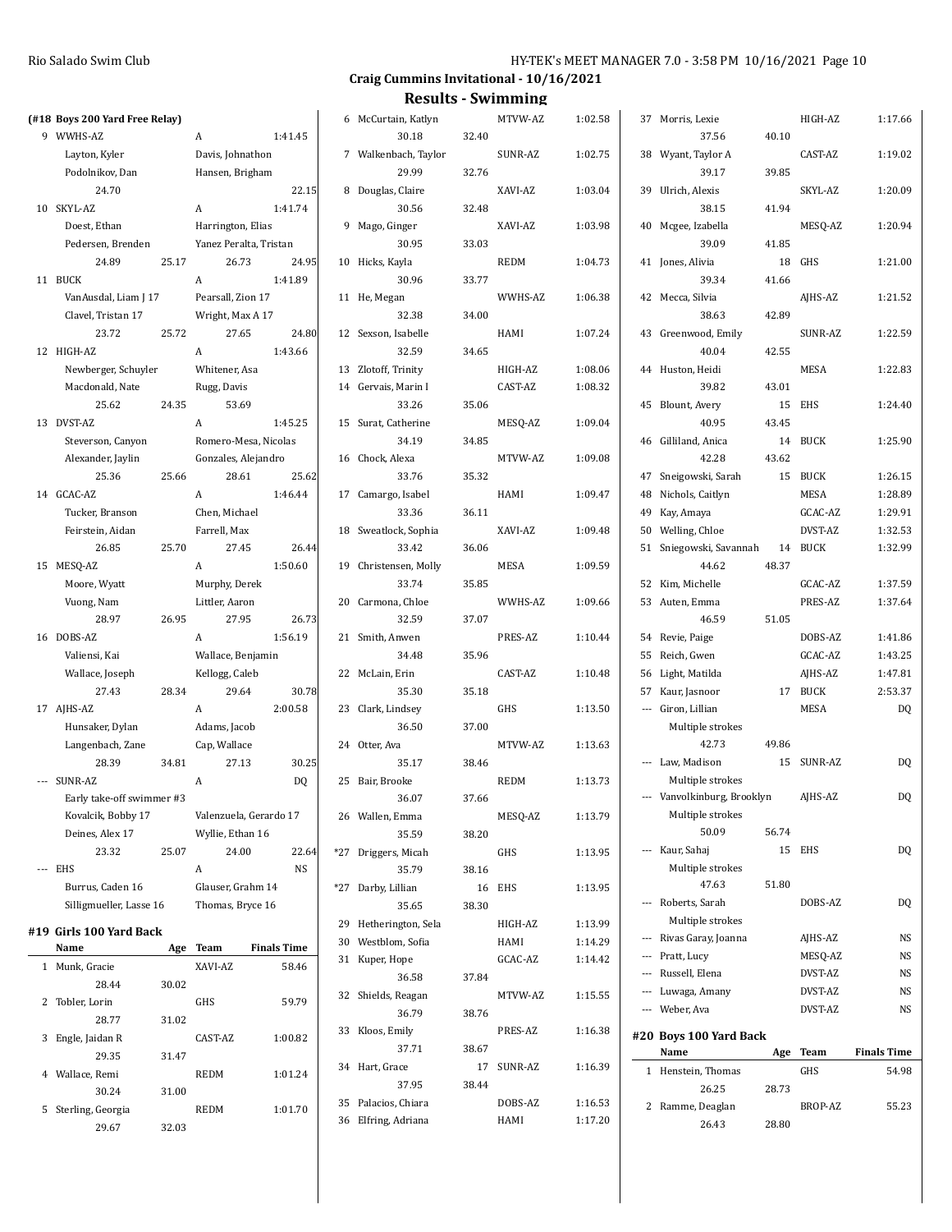## Craig Cummins Invitational - 10/16/2021

## Results - Swimming

### (#18 Boys 200 Yard Free Relay)

| Place | Team | Relay | Finals Time |
|---|---|---|---|
| 9 | WWHS-AZ | A | 1:41.45 |
| | Layton, Kyler | Davis, Johnathon | |
| | Podolnikov, Dan | Hansen, Brigham | |
| | 24.70 | | 22.15 |
| 10 | SKYL-AZ | A | 1:41.74 |
| | Doest, Ethan | Harrington, Elias | |
| | Pedersen, Brenden | Yanez Peralta, Tristan | |
| | 24.89 25.17 | 26.73 | 24.95 |
| 11 | BUCK | A | 1:41.89 |
| | VanAusdal, Liam J 17 | Pearsall, Zion 17 | |
| | Clavel, Tristan 17 | Wright, Max A 17 | |
| | 23.72 25.72 | 27.65 | 24.80 |
| 12 | HIGH-AZ | A | 1:43.66 |
| | Newberger, Schuyler | Whitener, Asa | |
| | Macdonald, Nate | Rugg, Davis | |
| | 25.62 24.35 | 53.69 | |
| 13 | DVST-AZ | A | 1:45.25 |
| | Steverson, Canyon | Romero-Mesa, Nicolas | |
| | Alexander, Jaylin | Gonzales, Alejandro | |
| | 25.36 25.66 | 28.61 | 25.62 |
| 14 | GCAC-AZ | A | 1:46.44 |
| | Tucker, Branson | Chen, Michael | |
| | Feirstein, Aidan | Farrell, Max | |
| | 26.85 25.70 | 27.45 | 26.44 |
| 15 | MESQ-AZ | A | 1:50.60 |
| | Moore, Wyatt | Murphy, Derek | |
| | Vuong, Nam | Littler, Aaron | |
| | 28.97 26.95 | 27.95 | 26.73 |
| 16 | DOBS-AZ | A | 1:56.19 |
| | Valiensi, Kai | Wallace, Benjamin | |
| | Wallace, Joseph | Kellogg, Caleb | |
| | 27.43 28.34 | 29.64 | 30.78 |
| 17 | AJHS-AZ | A | 2:00.58 |
| | Hunsaker, Dylan | Adams, Jacob | |
| | Langenbach, Zane | Cap, Wallace | |
| | 28.39 34.81 | 27.13 | 30.25 |
| --- | SUNR-AZ | A | DQ |
| | Early take-off swimmer #3 | | |
| | Kovalcik, Bobby 17 | Valenzuela, Gerardo 17 | |
| | Deines, Alex 17 | Wyllie, Ethan 16 | |
| | 23.32 25.07 | 24.00 | 22.64 |
| --- | EHS | A | NS |
| | Burrus, Caden 16 | Glauser, Grahm 14 | |
| | Silligmueller, Lasse 16 | Thomas, Bryce 16 | |

### #19 Girls 100 Yard Back

| Place | Name | Age | Team | Finals Time |
|---|---|---|---|---|
| 1 | Munk, Gracie | | XAVI-AZ | 58.46 |
| | 28.44 30.02 | | | |
| 2 | Tobler, Lorin | | GHS | 59.79 |
| | 28.77 31.02 | | | |
| 3 | Engle, Jaidan R | | CAST-AZ | 1:00.82 |
| | 29.35 31.47 | | | |
| 4 | Wallace, Remi | | REDM | 1:01.24 |
| | 30.24 31.00 | | | |
| 5 | Sterling, Georgia | | REDM | 1:01.70 |
| | 29.67 32.03 | | | |
| 6 | McCurtain, Katlyn | | MTVW-AZ | 1:02.58 |
| | 30.18 32.40 | | | |
| 7 | Walkenbach, Taylor | | SUNR-AZ | 1:02.75 |
| | 29.99 32.76 | | | |
| 8 | Douglas, Claire | | XAVI-AZ | 1:03.04 |
| | 30.56 32.48 | | | |
| 9 | Mago, Ginger | | XAVI-AZ | 1:03.98 |
| | 30.95 33.03 | | | |
| 10 | Hicks, Kayla | | REDM | 1:04.73 |
| | 30.96 33.77 | | | |
| 11 | He, Megan | | WWHS-AZ | 1:06.38 |
| | 32.38 34.00 | | | |
| 12 | Sexson, Isabelle | | HAMI | 1:07.24 |
| | 32.59 34.65 | | | |
| 13 | Zlotoff, Trinity | | HIGH-AZ | 1:08.06 |
| 14 | Gervais, Marin I | | CAST-AZ | 1:08.32 |
| | 33.26 35.06 | | | |
| 15 | Surat, Catherine | | MESQ-AZ | 1:09.04 |
| | 34.19 34.85 | | | |
| 16 | Chock, Alexa | | MTVW-AZ | 1:09.08 |
| | 33.76 35.32 | | | |
| 17 | Camargo, Isabel | | HAMI | 1:09.47 |
| | 33.36 36.11 | | | |
| 18 | Sweatlock, Sophia | | XAVI-AZ | 1:09.48 |
| | 33.42 36.06 | | | |
| 19 | Christensen, Molly | | MESA | 1:09.59 |
| | 33.74 35.85 | | | |
| 20 | Carmona, Chloe | | WWHS-AZ | 1:09.66 |
| | 32.59 37.07 | | | |
| 21 | Smith, Anwen | | PRES-AZ | 1:10.44 |
| | 34.48 35.96 | | | |
| 22 | McLain, Erin | | CAST-AZ | 1:10.48 |
| | 35.30 35.18 | | | |
| 23 | Clark, Lindsey | | GHS | 1:13.50 |
| | 36.50 37.00 | | | |
| 24 | Otter, Ava | | MTVW-AZ | 1:13.63 |
| | 35.17 38.46 | | | |
| 25 | Bair, Brooke | | REDM | 1:13.73 |
| | 36.07 37.66 | | | |
| 26 | Wallen, Emma | | MESQ-AZ | 1:13.79 |
| | 35.59 38.20 | | | |
| *27 | Driggers, Micah | | GHS | 1:13.95 |
| | 35.79 38.16 | | | |
| *27 | Darby, Lillian | 16 | EHS | 1:13.95 |
| | 35.65 38.30 | | | |
| 29 | Hetherington, Sela | | HIGH-AZ | 1:13.99 |
| 30 | Westblom, Sofia | | HAMI | 1:14.29 |
| 31 | Kuper, Hope | | GCAC-AZ | 1:14.42 |
| | 36.58 37.84 | | | |
| 32 | Shields, Reagan | | MTVW-AZ | 1:15.55 |
| | 36.79 38.76 | | | |
| 33 | Kloos, Emily | | PRES-AZ | 1:16.38 |
| | 37.71 38.67 | | | |
| 34 | Hart, Grace | 17 | SUNR-AZ | 1:16.39 |
| | 37.95 38.44 | | | |
| 35 | Palacios, Chiara | | DOBS-AZ | 1:16.53 |
| 36 | Elfring, Adriana | | HAMI | 1:17.20 |
| 37 | Morris, Lexie | | HIGH-AZ | 1:17.66 |
| | 37.56 40.10 | | | |
| 38 | Wyant, Taylor A | | CAST-AZ | 1:19.02 |
| | 39.17 39.85 | | | |
| 39 | Ulrich, Alexis | | SKYL-AZ | 1:20.09 |
| | 38.15 41.94 | | | |
| 40 | Mcgee, Izabella | | MESQ-AZ | 1:20.94 |
| | 39.09 41.85 | | | |
| 41 | Jones, Alivia | 18 | GHS | 1:21.00 |
| | 39.34 41.66 | | | |
| 42 | Mecca, Silvia | | AJHS-AZ | 1:21.52 |
| | 38.63 42.89 | | | |
| 43 | Greenwood, Emily | | SUNR-AZ | 1:22.59 |
| | 40.04 42.55 | | | |
| 44 | Huston, Heidi | | MESA | 1:22.83 |
| | 39.82 43.01 | | | |
| 45 | Blount, Avery | 15 | EHS | 1:24.40 |
| | 40.95 43.45 | | | |
| 46 | Gilliland, Anica | 14 | BUCK | 1:25.90 |
| | 42.28 43.62 | | | |
| 47 | Sneigowski, Sarah | 15 | BUCK | 1:26.15 |
| 48 | Nichols, Caitlyn | | MESA | 1:28.89 |
| 49 | Kay, Amaya | | GCAC-AZ | 1:29.91 |
| 50 | Welling, Chloe | | DVST-AZ | 1:32.53 |
| 51 | Sniegowski, Savannah | 14 | BUCK | 1:32.99 |
| | 44.62 48.37 | | | |
| 52 | Kim, Michelle | | GCAC-AZ | 1:37.59 |
| 53 | Auten, Emma | | PRES-AZ | 1:37.64 |
| | 46.59 51.05 | | | |
| 54 | Revie, Paige | | DOBS-AZ | 1:41.86 |
| 55 | Reich, Gwen | | GCAC-AZ | 1:43.25 |
| 56 | Light, Matilda | | AJHS-AZ | 1:47.81 |
| 57 | Kaur, Jasnoor | 17 | BUCK | 2:53.37 |
| --- | Giron, Lillian | | MESA | DQ |
| | Multiple strokes | | | |
| | 42.73 49.86 | | | |
| --- | Law, Madison | 15 | SUNR-AZ | DQ |
| | Multiple strokes | | | |
| --- | Vanvolkinburg, Brooklyn | | AJHS-AZ | DQ |
| | Multiple strokes | | | |
| | 50.09 56.74 | | | |
| --- | Kaur, Sahaj | 15 | EHS | DQ |
| | Multiple strokes | | | |
| | 47.63 51.80 | | | |
| --- | Roberts, Sarah | | DOBS-AZ | DQ |
| | Multiple strokes | | | |
| --- | Rivas Garay, Joanna | | AJHS-AZ | NS |
| --- | Pratt, Lucy | | MESQ-AZ | NS |
| --- | Russell, Elena | | DVST-AZ | NS |
| --- | Luwaga, Amany | | DVST-AZ | NS |
| --- | Weber, Ava | | DVST-AZ | NS |

### #20 Boys 100 Yard Back

| Place | Name | Age | Team | Finals Time |
|---|---|---|---|---|
| 1 | Henstein, Thomas | | GHS | 54.98 |
| | 26.25 28.73 | | | |
| 2 | Ramme, Deaglan | | BROP-AZ | 55.23 |
| | 26.43 28.80 | | | |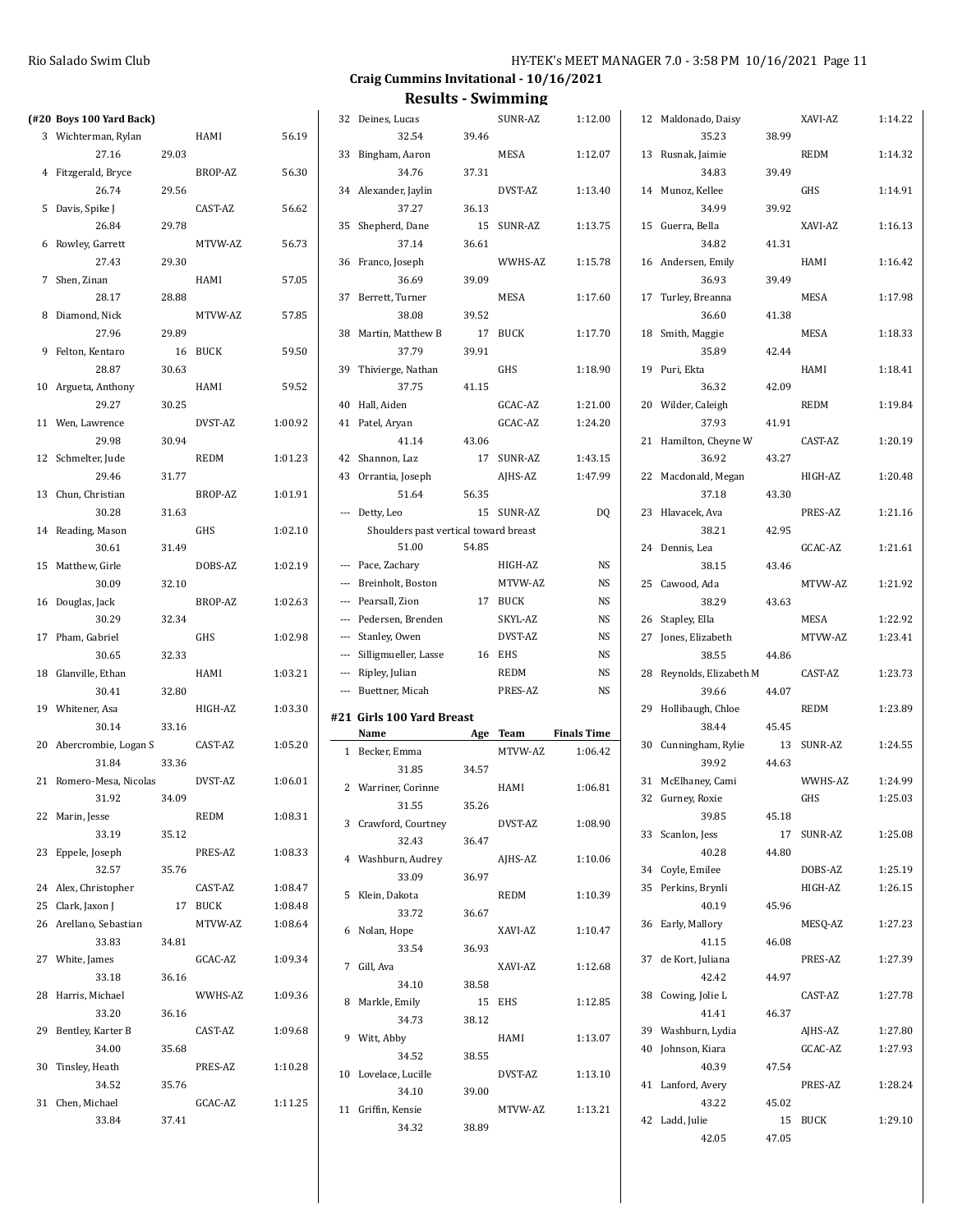## Craig Cummins Invitational - 10/16/2021

## Results - Swimming

### (#20 Boys 100 Yard Back)

| Place | Name | Age | Team | Finals Time |
|---|---|---|---|---|
| 3 | Wichterman, Rylan | | HAMI | 56.19 |
| | 27.16 29.03 | | | |
| 4 | Fitzgerald, Bryce | | BROP-AZ | 56.30 |
| | 26.74 29.56 | | | |
| 5 | Davis, Spike J | | CAST-AZ | 56.62 |
| | 26.84 29.78 | | | |
| 6 | Rowley, Garrett | | MTVW-AZ | 56.73 |
| | 27.43 29.30 | | | |
| 7 | Shen, Zinan | | HAMI | 57.05 |
| | 28.17 28.88 | | | |
| 8 | Diamond, Nick | | MTVW-AZ | 57.85 |
| | 27.96 29.89 | | | |
| 9 | Felton, Kentaro | 16 | BUCK | 59.50 |
| | 28.87 30.63 | | | |
| 10 | Argueta, Anthony | | HAMI | 59.52 |
| | 29.27 30.25 | | | |
| 11 | Wen, Lawrence | | DVST-AZ | 1:00.92 |
| | 29.98 30.94 | | | |
| 12 | Schmelter, Jude | | REDM | 1:01.23 |
| | 29.46 31.77 | | | |
| 13 | Chun, Christian | | BROP-AZ | 1:01.91 |
| | 30.28 31.63 | | | |
| 14 | Reading, Mason | | GHS | 1:02.10 |
| | 30.61 31.49 | | | |
| 15 | Matthew, Girle | | DOBS-AZ | 1:02.19 |
| | 30.09 32.10 | | | |
| 16 | Douglas, Jack | | BROP-AZ | 1:02.63 |
| | 30.29 32.34 | | | |
| 17 | Pham, Gabriel | | GHS | 1:02.98 |
| | 30.65 32.33 | | | |
| 18 | Glanville, Ethan | | HAMI | 1:03.21 |
| | 30.41 32.80 | | | |
| 19 | Whitener, Asa | | HIGH-AZ | 1:03.30 |
| | 30.14 33.16 | | | |
| 20 | Abercrombie, Logan S | | CAST-AZ | 1:05.20 |
| | 31.84 33.36 | | | |
| 21 | Romero-Mesa, Nicolas | | DVST-AZ | 1:06.01 |
| | 31.92 34.09 | | | |
| 22 | Marin, Jesse | | REDM | 1:08.31 |
| | 33.19 35.12 | | | |
| 23 | Eppele, Joseph | | PRES-AZ | 1:08.33 |
| | 32.57 35.76 | | | |
| 24 | Alex, Christopher | | CAST-AZ | 1:08.47 |
| 25 | Clark, Jaxon J | 17 | BUCK | 1:08.48 |
| 26 | Arellano, Sebastian | | MTVW-AZ | 1:08.64 |
| | 33.83 34.81 | | | |
| 27 | White, James | | GCAC-AZ | 1:09.34 |
| | 33.18 36.16 | | | |
| 28 | Harris, Michael | | WWHS-AZ | 1:09.36 |
| | 33.20 36.16 | | | |
| 29 | Bentley, Karter B | | CAST-AZ | 1:09.68 |
| | 34.00 35.68 | | | |
| 30 | Tinsley, Heath | | PRES-AZ | 1:10.28 |
| | 34.52 35.76 | | | |
| 31 | Chen, Michael | | GCAC-AZ | 1:11.25 |
| | 33.84 37.41 | | | |
| 32 | Deines, Lucas | | SUNR-AZ | 1:12.00 |
| | 32.54 39.46 | | | |
| 33 | Bingham, Aaron | | MESA | 1:12.07 |
| | 34.76 37.31 | | | |
| 34 | Alexander, Jaylin | | DVST-AZ | 1:13.40 |
| | 37.27 36.13 | | | |
| 35 | Shepherd, Dane | 15 | SUNR-AZ | 1:13.75 |
| | 37.14 36.61 | | | |
| 36 | Franco, Joseph | | WWHS-AZ | 1:15.78 |
| | 36.69 39.09 | | | |
| 37 | Berrett, Turner | | MESA | 1:17.60 |
| | 38.08 39.52 | | | |
| 38 | Martin, Matthew B | 17 | BUCK | 1:17.70 |
| | 37.79 39.91 | | | |
| 39 | Thivierge, Nathan | | GHS | 1:18.90 |
| | 37.75 41.15 | | | |
| 40 | Hall, Aiden | | GCAC-AZ | 1:21.00 |
| 41 | Patel, Aryan | | GCAC-AZ | 1:24.20 |
| | 41.14 43.06 | | | |
| 42 | Shannon, Laz | 17 | SUNR-AZ | 1:43.15 |
| 43 | Orrantia, Joseph | | AJHS-AZ | 1:47.99 |
| | 51.64 56.35 | | | |
| --- | Detty, Leo | 15 | SUNR-AZ | DQ |
| | Shoulders past vertical toward breast | | | |
| | 51.00 54.85 | | | |
| --- | Pace, Zachary | | HIGH-AZ | NS |
| --- | Breinholt, Boston | | MTVW-AZ | NS |
| --- | Pearsall, Zion | 17 | BUCK | NS |
| --- | Pedersen, Brenden | | SKYL-AZ | NS |
| --- | Stanley, Owen | | DVST-AZ | NS |
| --- | Silligmueller, Lasse | 16 | EHS | NS |
| --- | Ripley, Julian | | REDM | NS |
| --- | Buettner, Micah | | PRES-AZ | NS |

### #21 Girls 100 Yard Breast

| Place | Name | Age | Team | Finals Time |
|---|---|---|---|---|
| 1 | Becker, Emma | | MTVW-AZ | 1:06.42 |
| | 31.85 34.57 | | | |
| 2 | Warriner, Corinne | | HAMI | 1:06.81 |
| | 31.55 35.26 | | | |
| 3 | Crawford, Courtney | | DVST-AZ | 1:08.90 |
| | 32.43 36.47 | | | |
| 4 | Washburn, Audrey | | AJHS-AZ | 1:10.06 |
| | 33.09 36.97 | | | |
| 5 | Klein, Dakota | | REDM | 1:10.39 |
| | 33.72 36.67 | | | |
| 6 | Nolan, Hope | | XAVI-AZ | 1:10.47 |
| | 33.54 36.93 | | | |
| 7 | Gill, Ava | | XAVI-AZ | 1:12.68 |
| | 34.10 38.58 | | | |
| 8 | Markle, Emily | 15 | EHS | 1:12.85 |
| | 34.73 38.12 | | | |
| 9 | Witt, Abby | | HAMI | 1:13.07 |
| | 34.52 38.55 | | | |
| 10 | Lovelace, Lucille | | DVST-AZ | 1:13.10 |
| | 34.10 39.00 | | | |
| 11 | Griffin, Kensie | | MTVW-AZ | 1:13.21 |
| | 34.32 38.89 | | | |
| 12 | Maldonado, Daisy | | XAVI-AZ | 1:14.22 |
| | 35.23 38.99 | | | |
| 13 | Rusnak, Jaimie | | REDM | 1:14.32 |
| | 34.83 39.49 | | | |
| 14 | Munoz, Kellee | | GHS | 1:14.91 |
| | 34.99 39.92 | | | |
| 15 | Guerra, Bella | | XAVI-AZ | 1:16.13 |
| | 34.82 41.31 | | | |
| 16 | Andersen, Emily | | HAMI | 1:16.42 |
| | 36.93 39.49 | | | |
| 17 | Turley, Breanna | | MESA | 1:17.98 |
| | 36.60 41.38 | | | |
| 18 | Smith, Maggie | | MESA | 1:18.33 |
| | 35.89 42.44 | | | |
| 19 | Puri, Ekta | | HAMI | 1:18.41 |
| | 36.32 42.09 | | | |
| 20 | Wilder, Caleigh | | REDM | 1:19.84 |
| | 37.93 41.91 | | | |
| 21 | Hamilton, Cheyne W | | CAST-AZ | 1:20.19 |
| | 36.92 43.27 | | | |
| 22 | Macdonald, Megan | | HIGH-AZ | 1:20.48 |
| | 37.18 43.30 | | | |
| 23 | Hlavacek, Ava | | PRES-AZ | 1:21.16 |
| | 38.21 42.95 | | | |
| 24 | Dennis, Lea | | GCAC-AZ | 1:21.61 |
| | 38.15 43.46 | | | |
| 25 | Cawood, Ada | | MTVW-AZ | 1:21.92 |
| | 38.29 43.63 | | | |
| 26 | Stapley, Ella | | MESA | 1:22.92 |
| 27 | Jones, Elizabeth | | MTVW-AZ | 1:23.41 |
| | 38.55 44.86 | | | |
| 28 | Reynolds, Elizabeth M | | CAST-AZ | 1:23.73 |
| | 39.66 44.07 | | | |
| 29 | Hollibaugh, Chloe | | REDM | 1:23.89 |
| | 38.44 45.45 | | | |
| 30 | Cunningham, Rylie | 13 | SUNR-AZ | 1:24.55 |
| | 39.92 44.63 | | | |
| 31 | McElhaney, Cami | | WWHS-AZ | 1:24.99 |
| 32 | Gurney, Roxie | | GHS | 1:25.03 |
| | 39.85 45.18 | | | |
| 33 | Scanlon, Jess | 17 | SUNR-AZ | 1:25.08 |
| | 40.28 44.80 | | | |
| 34 | Coyle, Emilee | | DOBS-AZ | 1:25.19 |
| 35 | Perkins, Brynli | | HIGH-AZ | 1:26.15 |
| | 40.19 45.96 | | | |
| 36 | Early, Mallory | | MESQ-AZ | 1:27.23 |
| | 41.15 46.08 | | | |
| 37 | de Kort, Juliana | | PRES-AZ | 1:27.39 |
| | 42.42 44.97 | | | |
| 38 | Cowing, Jolie L | | CAST-AZ | 1:27.78 |
| | 41.41 46.37 | | | |
| 39 | Washburn, Lydia | | AJHS-AZ | 1:27.80 |
| 40 | Johnson, Kiara | | GCAC-AZ | 1:27.93 |
| | 40.39 47.54 | | | |
| 41 | Lanford, Avery | | PRES-AZ | 1:28.24 |
| | 43.22 45.02 | | | |
| 42 | Ladd, Julie | 15 | BUCK | 1:29.10 |
| | 42.05 47.05 | | | |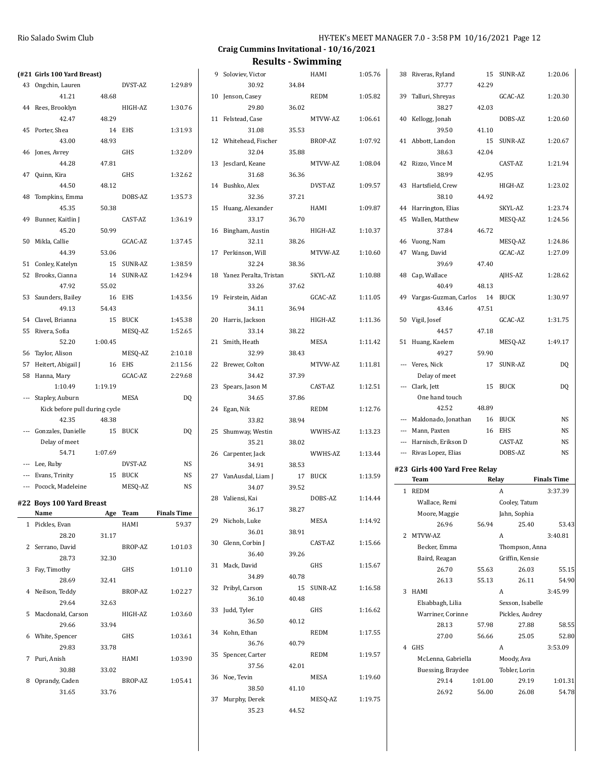## Craig Cummins Invitational - 10/16/2021

## Results - Swimming

### (#21 Girls 100 Yard Breast)

| Place | Name | Age | Team | Finals Time |
|---|---|---|---|---|
| 43 | Ongchin, Lauren | | DVST-AZ | 1:29.89 |
| | 41.21 | 48.68 | | |
| 44 | Rees, Brooklyn | | HIGH-AZ | 1:30.76 |
| | 42.47 | 48.29 | | |
| 45 | Porter, Shea | 14 | EHS | 1:31.93 |
| | 43.00 | 48.93 | | |
| 46 | Jones, Avrey | | GHS | 1:32.09 |
| | 44.28 | 47.81 | | |
| 47 | Quinn, Kira | | GHS | 1:32.62 |
| | 44.50 | 48.12 | | |
| 48 | Tompkins, Emma | | DOBS-AZ | 1:35.73 |
| | 45.35 | 50.38 | | |
| 49 | Bunner, Kaitlin J | | CAST-AZ | 1:36.19 |
| | 45.20 | 50.99 | | |
| 50 | Mikla, Callie | | GCAC-AZ | 1:37.45 |
| | 44.39 | 53.06 | | |
| 51 | Conley, Katelyn | 15 | SUNR-AZ | 1:38.59 |
| 52 | Brooks, Cianna | 14 | SUNR-AZ | 1:42.94 |
| | 47.92 | 55.02 | | |
| 53 | Saunders, Bailey | 16 | EHS | 1:43.56 |
| | 49.13 | 54.43 | | |
| 54 | Clavel, Brianna | 15 | BUCK | 1:45.38 |
| 55 | Rivera, Sofia | | MESQ-AZ | 1:52.65 |
| | 52.20 | 1:00.45 | | |
| 56 | Taylor, Alison | | MESQ-AZ | 2:10.18 |
| 57 | Heitert, Abigail J | 16 | EHS | 2:11.56 |
| 58 | Hanna, Mary | | GCAC-AZ | 2:29.68 |
| | 1:10.49 | 1:19.19 | | |
| --- | Stapley, Auburn | | MESA | DQ |
| | Kick before pull during cycle | | | |
| | 42.35 | 48.38 | | |
| --- | Gonzales, Danielle | 15 | BUCK | DQ |
| | Delay of meet | | | |
| | 54.71 | 1:07.69 | | |
| --- | Lee, Ruby | | DVST-AZ | NS |
| --- | Evans, Trinity | 15 | BUCK | NS |
| --- | Pocock, Madeleine | | MESQ-AZ | NS |

### #22 Boys 100 Yard Breast

| Place | Name | Age | Team | Finals Time |
|---|---|---|---|---|
| 1 | Pickles, Evan | | HAMI | 59.37 |
| | 28.20 | 31.17 | | |
| 2 | Serrano, David | | BROP-AZ | 1:01.03 |
| | 28.73 | 32.30 | | |
| 3 | Fay, Timothy | | GHS | 1:01.10 |
| | 28.69 | 32.41 | | |
| 4 | Neilson, Teddy | | BROP-AZ | 1:02.27 |
| | 29.64 | 32.63 | | |
| 5 | Macdonald, Carson | | HIGH-AZ | 1:03.60 |
| | 29.66 | 33.94 | | |
| 6 | White, Spencer | | GHS | 1:03.61 |
| | 29.83 | 33.78 | | |
| 7 | Puri, Anish | | HAMI | 1:03.90 |
| | 30.88 | 33.02 | | |
| 8 | Oprandy, Caden | | BROP-AZ | 1:05.41 |
| | 31.65 | 33.76 | | |
| 9 | Soloviev, Victor | | HAMI | 1:05.76 |
| | 30.92 | 34.84 | | |
| 10 | Jenson, Casey | | REDM | 1:05.82 |
| | 29.80 | 36.02 | | |
| 11 | Felstead, Case | | MTVW-AZ | 1:06.61 |
| | 31.08 | 35.53 | | |
| 12 | Whitehead, Fischer | | BROP-AZ | 1:07.92 |
| | 32.04 | 35.88 | | |
| 13 | Jesclard, Keane | | MTVW-AZ | 1:08.04 |
| | 31.68 | 36.36 | | |
| 14 | Bushko, Alex | | DVST-AZ | 1:09.57 |
| | 32.36 | 37.21 | | |
| 15 | Huang, Alexander | | HAMI | 1:09.87 |
| | 33.17 | 36.70 | | |
| 16 | Bingham, Austin | | HIGH-AZ | 1:10.37 |
| | 32.11 | 38.26 | | |
| 17 | Perkinson, Will | | MTVW-AZ | 1:10.60 |
| | 32.24 | 38.36 | | |
| 18 | Yanez Peralta, Tristan | | SKYL-AZ | 1:10.88 |
| | 33.26 | 37.62 | | |
| 19 | Feirstein, Aidan | | GCAC-AZ | 1:11.05 |
| | 34.11 | 36.94 | | |
| 20 | Harris, Jackson | | HIGH-AZ | 1:11.36 |
| | 33.14 | 38.22 | | |
| 21 | Smith, Heath | | MESA | 1:11.42 |
| | 32.99 | 38.43 | | |
| 22 | Brewer, Colton | | MTVW-AZ | 1:11.81 |
| | 34.42 | 37.39 | | |
| 23 | Spears, Jason M | | CAST-AZ | 1:12.51 |
| | 34.65 | 37.86 | | |
| 24 | Egan, Nik | | REDM | 1:12.76 |
| | 33.82 | 38.94 | | |
| 25 | Shumway, Westin | | WWHS-AZ | 1:13.23 |
| | 35.21 | 38.02 | | |
| 26 | Carpenter, Jack | | WWHS-AZ | 1:13.44 |
| | 34.91 | 38.53 | | |
| 27 | VanAusdal, Liam J | 17 | BUCK | 1:13.59 |
| | 34.07 | 39.52 | | |
| 28 | Valiensi, Kai | | DOBS-AZ | 1:14.44 |
| | 36.17 | 38.27 | | |
| 29 | Nichols, Luke | | MESA | 1:14.92 |
| | 36.01 | 38.91 | | |
| 30 | Glenn, Corbin J | | CAST-AZ | 1:15.66 |
| | 36.40 | 39.26 | | |
| 31 | Mack, David | | GHS | 1:15.67 |
| | 34.89 | 40.78 | | |
| 32 | Pribyl, Carson | 15 | SUNR-AZ | 1:16.58 |
| | 36.10 | 40.48 | | |
| 33 | Judd, Tyler | | GHS | 1:16.62 |
| | 36.50 | 40.12 | | |
| 34 | Kohn, Ethan | | REDM | 1:17.55 |
| | 36.76 | 40.79 | | |
| 35 | Spencer, Carter | | REDM | 1:19.57 |
| | 37.56 | 42.01 | | |
| 36 | Noe, Tevin | | MESA | 1:19.60 |
| | 38.50 | 41.10 | | |
| 37 | Murphy, Derek | | MESQ-AZ | 1:19.75 |
| | 35.23 | 44.52 | | |
| 38 | Riveras, Ryland | 15 | SUNR-AZ | 1:20.06 |
| | 37.77 | 42.29 | | |
| 39 | Talluri, Shreyas | | GCAC-AZ | 1:20.30 |
| | 38.27 | 42.03 | | |
| 40 | Kellogg, Jonah | | DOBS-AZ | 1:20.60 |
| | 39.50 | 41.10 | | |
| 41 | Abbott, Landon | 15 | SUNR-AZ | 1:20.67 |
| | 38.63 | 42.04 | | |
| 42 | Rizzo, Vince M | | CAST-AZ | 1:21.94 |
| | 38.99 | 42.95 | | |
| 43 | Hartsfield, Crew | | HIGH-AZ | 1:23.02 |
| | 38.10 | 44.92 | | |
| 44 | Harrington, Elias | | SKYL-AZ | 1:23.74 |
| 45 | Wallen, Matthew | | MESQ-AZ | 1:24.56 |
| | 37.84 | 46.72 | | |
| 46 | Vuong, Nam | | MESQ-AZ | 1:24.86 |
| 47 | Wang, David | | GCAC-AZ | 1:27.09 |
| | 39.69 | 47.40 | | |
| 48 | Cap, Wallace | | AJHS-AZ | 1:28.62 |
| | 40.49 | 48.13 | | |
| 49 | Vargas-Guzman, Carlos | 14 | BUCK | 1:30.97 |
| | 43.46 | 47.51 | | |
| 50 | Vigil, Josef | | GCAC-AZ | 1:31.75 |
| | 44.57 | 47.18 | | |
| 51 | Huang, Kaelem | | MESQ-AZ | 1:49.17 |
| | 49.27 | 59.90 | | |
| --- | Veres, Nick | 17 | SUNR-AZ | DQ |
| | Delay of meet | | | |
| --- | Clark, Jett | 15 | BUCK | DQ |
| | One hand touch | | | |
| | 42.52 | 48.89 | | |
| --- | Maldonado, Jonathan | 16 | BUCK | NS |
| --- | Mann, Paxten | 16 | EHS | NS |
| --- | Harnisch, Erikson D | | CAST-AZ | NS |
| --- | Rivas Lopez, Elias | | DOBS-AZ | NS |

### #23 Girls 400 Yard Free Relay

| Place | Team | | Relay | Finals Time |
|---|---|---|---|---|
| 1 | REDM | | A | 3:37.39 |
| | Wallace, Remi | | Cooley, Tatum | |
| | Moore, Maggie | | Jahn, Sophia | |
| | 26.96 | 56.94 | 25.40 | 53.43 |
| 2 | MTVW-AZ | | A | 3:40.81 |
| | Becker, Emma | | Thompson, Anna | |
| | Baird, Reagan | | Griffin, Kensie | |
| | 26.70 | 55.63 | 26.03 | 55.15 |
| | 26.13 | 55.13 | 26.11 | 54.90 |
| 3 | HAMI | | A | 3:45.99 |
| | Elsabbagh, Lilia | | Sexson, Isabelle | |
| | Warriner, Corinne | | Pickles, Audrey | |
| | 28.13 | 57.98 | 27.88 | 58.55 |
| | 27.00 | 56.66 | 25.05 | 52.80 |
| 4 | GHS | | A | 3:53.09 |
| | McLenna, Gabriella | | Moody, Ava | |
| | Buessing, Braydee | | Tobler, Lorin | |
| | 29.14 | 1:01.00 | 29.19 | 1:01.31 |
| | 26.92 | 56.00 | 26.08 | 54.78 |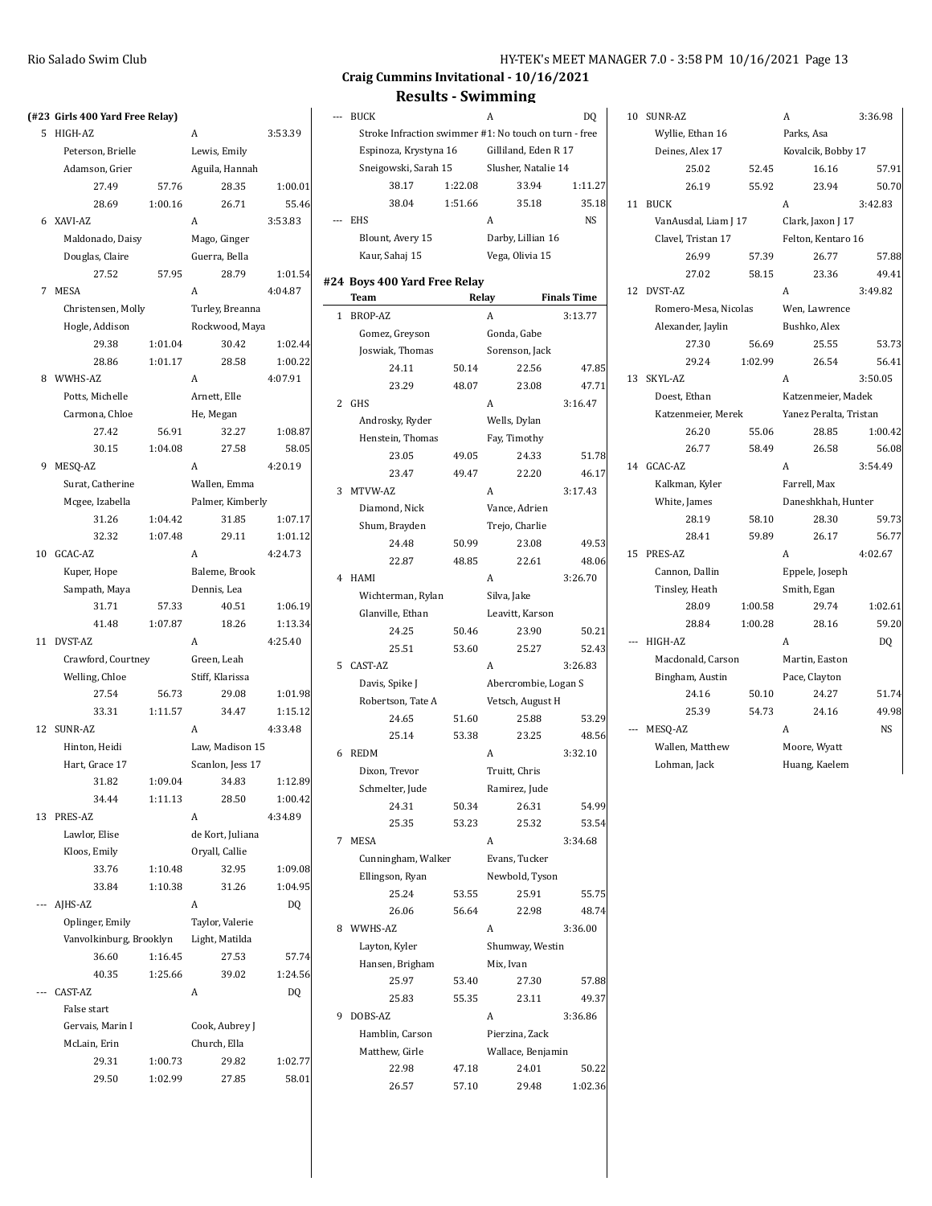## Craig Cummins Invitational - 10/16/2021

## Results - Swimming

### (#23 Girls 400 Yard Free Relay)

5 HIGH-AZ — A — 3:53.39
Peterson, Brielle — Lewis, Emily — Adamson, Grier — Aguila, Hannah
27.49 57.76 28.35 1:00.01
28.69 1:00.16 26.71 55.46

6 XAVI-AZ — A — 3:53.83
Maldonado, Daisy — Mago, Ginger — Douglas, Claire — Guerra, Bella
27.52 57.95 28.79 1:01.54

7 MESA — A — 4:04.87
Christensen, Molly — Turley, Breanna — Hogle, Addison — Rockwood, Maya
29.38 1:01.04 30.42 1:02.44
28.86 1:01.17 28.58 1:00.22

8 WWHS-AZ — A — 4:07.91
Potts, Michelle — Arnett, Elle — Carmona, Chloe — He, Megan
27.42 56.91 32.27 1:08.87
30.15 1:04.08 27.58 58.05

9 MESQ-AZ — A — 4:20.19
Surat, Catherine — Wallen, Emma — Mcgee, Izabella — Palmer, Kimberly
31.26 1:04.42 31.85 1:07.17
32.32 1:07.48 29.11 1:01.12

10 GCAC-AZ — A — 4:24.73
Kuper, Hope — Baleme, Brook — Sampath, Maya — Dennis, Lea
31.71 57.33 40.51 1:06.19
41.48 1:07.87 18.26 1:13.34

11 DVST-AZ — A — 4:25.40
Crawford, Courtney — Green, Leah — Welling, Chloe — Stiff, Klarissa
27.54 56.73 29.08 1:01.98
33.31 1:11.57 34.47 1:15.12

12 SUNR-AZ — A — 4:33.48
Hinton, Heidi — Law, Madison 15 — Hart, Grace 17 — Scanlon, Jess 17
31.82 1:09.04 34.83 1:12.89
34.44 1:11.13 28.50 1:00.42

13 PRES-AZ — A — 4:34.89
Lawlor, Elise — de Kort, Juliana — Kloos, Emily — Oryall, Callie
33.76 1:10.48 32.95 1:09.08
33.84 1:10.38 31.26 1:04.95

--- AJHS-AZ — A — DQ
Oplinger, Emily — Taylor, Valerie — Vanvolkinburg, Brooklyn — Light, Matilda
36.60 1:16.45 27.53 57.74
40.35 1:25.66 39.02 1:24.56

--- CAST-AZ — A — DQ
False start
Gervais, Marin I — Cook, Aubrey J — McLain, Erin — Church, Ella
29.31 1:00.73 29.82 1:02.77
29.50 1:02.99 27.85 58.01

--- BUCK — A — DQ
Stroke Infraction swimmer #1: No touch on turn - free
Espinoza, Krystyna 16 — Gilliland, Eden R 17 — Sneigowski, Sarah 15 — Slusher, Natalie 14
38.17 1:22.08 33.94 1:11.27
38.04 1:51.66 35.18 35.18

--- EHS — A — NS
Blount, Avery 15 — Darby, Lillian 16 — Kaur, Sahaj 15 — Vega, Olivia 15

### #24 Boys 400 Yard Free Relay

| Team | Relay | Finals Time |
|---|---|---|

1 BROP-AZ — A — 3:13.77
Gomez, Greyson — Gonda, Gabe — Joswiak, Thomas — Sorenson, Jack
24.11 50.14 22.56 47.85
23.29 48.07 23.08 47.71

2 GHS — A — 3:16.47
Androsky, Ryder — Wells, Dylan — Henstein, Thomas — Fay, Timothy
23.05 49.05 24.33 51.78
23.47 49.47 22.20 46.17

3 MTVW-AZ — A — 3:17.43
Diamond, Nick — Vance, Adrien — Shum, Brayden — Trejo, Charlie
24.48 50.99 23.08 49.53
22.87 48.85 22.61 48.06

4 HAMI — A — 3:26.70
Wichterman, Rylan — Silva, Jake — Glanville, Ethan — Leavitt, Karson
24.25 50.46 23.90 50.21
25.51 53.60 25.27 52.43

5 CAST-AZ — A — 3:26.83
Davis, Spike J — Abercrombie, Logan S — Robertson, Tate A — Vetsch, August H
24.65 51.60 25.88 53.29
25.14 53.38 23.25 48.56

6 REDM — A — 3:32.10
Dixon, Trevor — Truitt, Chris — Schmelter, Jude — Ramirez, Jude
24.31 50.34 26.31 54.99
25.35 53.23 25.32 53.54

7 MESA — A — 3:34.68
Cunningham, Walker — Evans, Tucker — Ellingson, Ryan — Newbold, Tyson
25.24 53.55 25.91 55.75
26.06 56.64 22.98 48.74

8 WWHS-AZ — A — 3:36.00
Layton, Kyler — Shumway, Westin — Hansen, Brigham — Mix, Ivan
25.97 53.40 27.30 57.88
25.83 55.35 23.11 49.37

9 DOBS-AZ — A — 3:36.86
Hamblin, Carson — Pierzina, Zack — Matthew, Girle — Wallace, Benjamin
22.98 47.18 24.01 50.22
26.57 57.10 29.48 1:02.36

10 SUNR-AZ — A — 3:36.98
Wyllie, Ethan 16 — Parks, Asa — Deines, Alex 17 — Kovalcik, Bobby 17
25.02 52.45 16.16 57.91
26.19 55.92 23.94 50.70

11 BUCK — A — 3:42.83
VanAusdal, Liam J 17 — Clark, Jaxon J 17 — Clavel, Tristan 17 — Felton, Kentaro 16
26.99 57.39 26.77 57.88
27.02 58.15 23.36 49.41

12 DVST-AZ — A — 3:49.82
Romero-Mesa, Nicolas — Wen, Lawrence — Alexander, Jaylin — Bushko, Alex
27.30 56.69 25.55 53.73
29.24 1:02.99 26.54 56.41

13 SKYL-AZ — A — 3:50.05
Doest, Ethan — Katzenmeier, Madek — Katzenmeier, Merek — Yanez Peralta, Tristan
26.20 55.06 28.85 1:00.42
26.77 58.49 26.58 56.08

14 GCAC-AZ — A — 3:54.49
Kalkman, Kyler — Farrell, Max — White, James — Daneshkhah, Hunter
28.19 58.10 28.30 59.73
28.41 59.89 26.17 56.77

15 PRES-AZ — A — 4:02.67
Cannon, Dallin — Eppele, Joseph — Tinsley, Heath — Smith, Egan
28.09 1:00.58 29.74 1:02.61
28.84 1:00.28 28.16 59.20

--- HIGH-AZ — A — DQ
Macdonald, Carson — Martin, Easton — Bingham, Austin — Pace, Clayton
24.16 50.10 24.27 51.74
25.39 54.73 24.16 49.98

--- MESQ-AZ — A — NS
Wallen, Matthew — Moore, Wyatt — Lohman, Jack — Huang, Kaelem